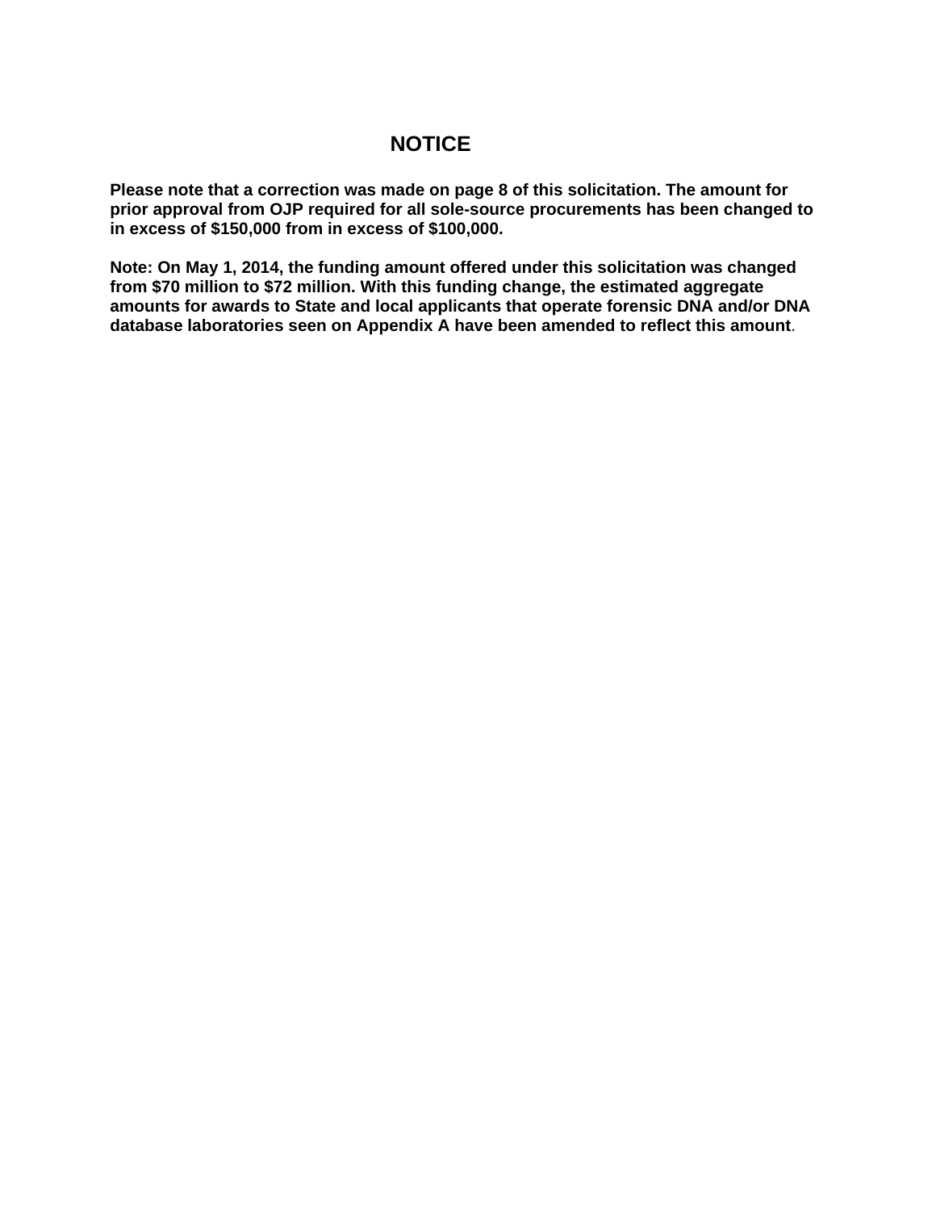# NOTICE

**Please note that a correction was made on page 8 of this solicitation. The amount for prior approval from OJP required for all sole-source procurements has been changed to in excess of $150,000 from in excess of $100,000.**

**Note: On May 1, 2014, the funding amount offered under this solicitation was changed from $70 million to $72 million. With this funding change, the estimated aggregate amounts for awards to State and local applicants that operate forensic DNA and/or DNA database laboratories seen on Appendix A have been amended to reflect this amount**.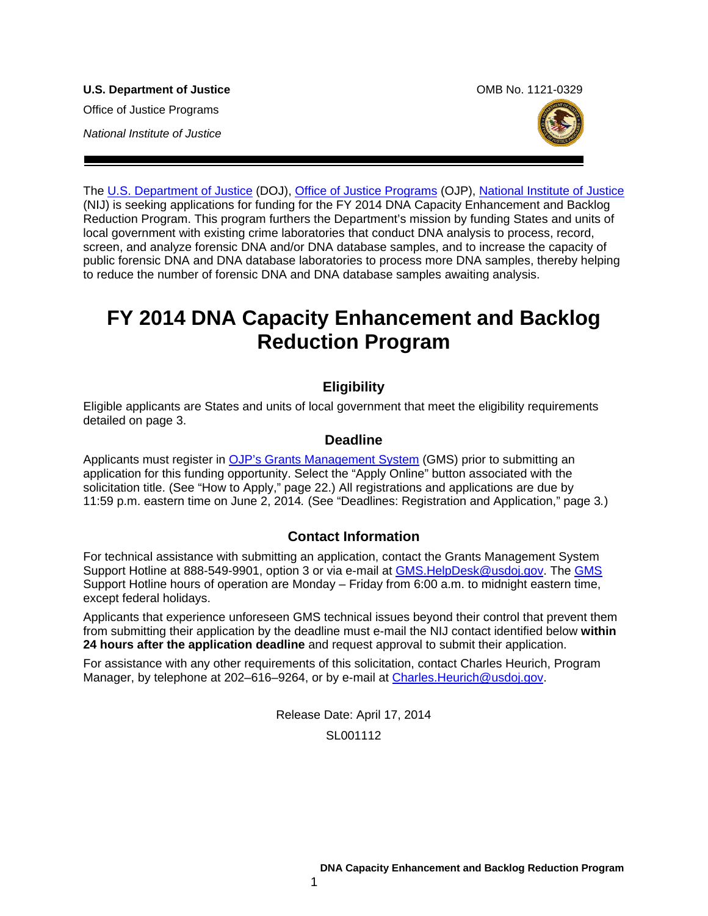**U.S. Department of Justice**

Office of Justice Programs

*National Institute of Justice*

OMB No. 1121-0329

The U.S. Department of Justice (DOJ), Office of Justice Programs (OJP), National Institute of Justice (NIJ) is seeking applications for funding for the FY 2014 DNA Capacity Enhancement and Backlog Reduction Program. This program furthers the Department's mission by funding States and units of local government with existing crime laboratories that conduct DNA analysis to process, record, screen, and analyze forensic DNA and/or DNA database samples, and to increase the capacity of public forensic DNA and DNA database laboratories to process more DNA samples, thereby helping to reduce the number of forensic DNA and DNA database samples awaiting analysis.

# FY 2014 DNA Capacity Enhancement and Backlog Reduction Program

## Eligibility

Eligible applicants are States and units of local government that meet the eligibility requirements detailed on page 3.

## Deadline

Applicants must register in OJP's Grants Management System (GMS) prior to submitting an application for this funding opportunity. Select the "Apply Online" button associated with the solicitation title. (See "How to Apply," page 22.) All registrations and applications are due by 11:59 p.m. eastern time on June 2, 2014*.* (See "Deadlines: Registration and Application," page 3.)

## Contact Information

For technical assistance with submitting an application, contact the Grants Management System Support Hotline at 888-549-9901, option 3 or via e-mail at GMS.HelpDesk@usdoj.gov. The GMS Support Hotline hours of operation are Monday – Friday from 6:00 a.m. to midnight eastern time, except federal holidays.

Applicants that experience unforeseen GMS technical issues beyond their control that prevent them from submitting their application by the deadline must e-mail the NIJ contact identified below **within 24 hours after the application deadline** and request approval to submit their application.

For assistance with any other requirements of this solicitation, contact Charles Heurich, Program Manager, by telephone at 202–616–9264, or by e-mail at Charles.Heurich@usdoj.gov.

Release Date: April 17, 2014

SL001112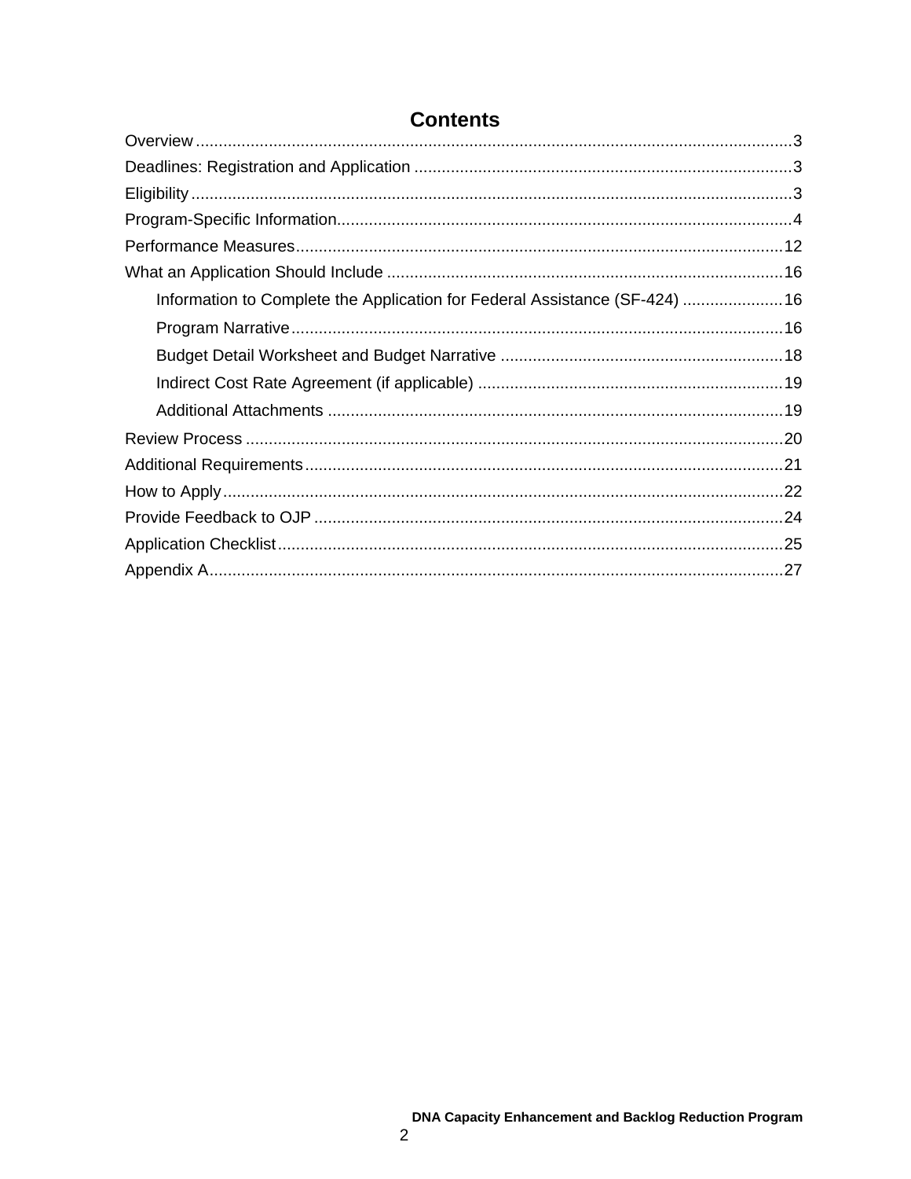# Contents

Overview ..................................................................................................................3

Deadlines: Registration and Application ..................................................................................3

Eligibility ..................................................................................................................3

Program-Specific Information..................................................................................................4

Performance Measures..........................................................................................................12

What an Application Should Include ......................................................................................16

- Information to Complete the Application for Federal Assistance (SF-424) ......................16
- Program Narrative...........................................................................................................16
- Budget Detail Worksheet and Budget Narrative .............................................................18
- Indirect Cost Rate Agreement (if applicable) ..................................................................19
- Additional Attachments ...................................................................................................19

Review Process .....................................................................................................................20

Additional Requirements........................................................................................................21

How to Apply..........................................................................................................................22

Provide Feedback to OJP .......................................................................................................24

Application Checklist..............................................................................................................25

Appendix A.............................................................................................................................27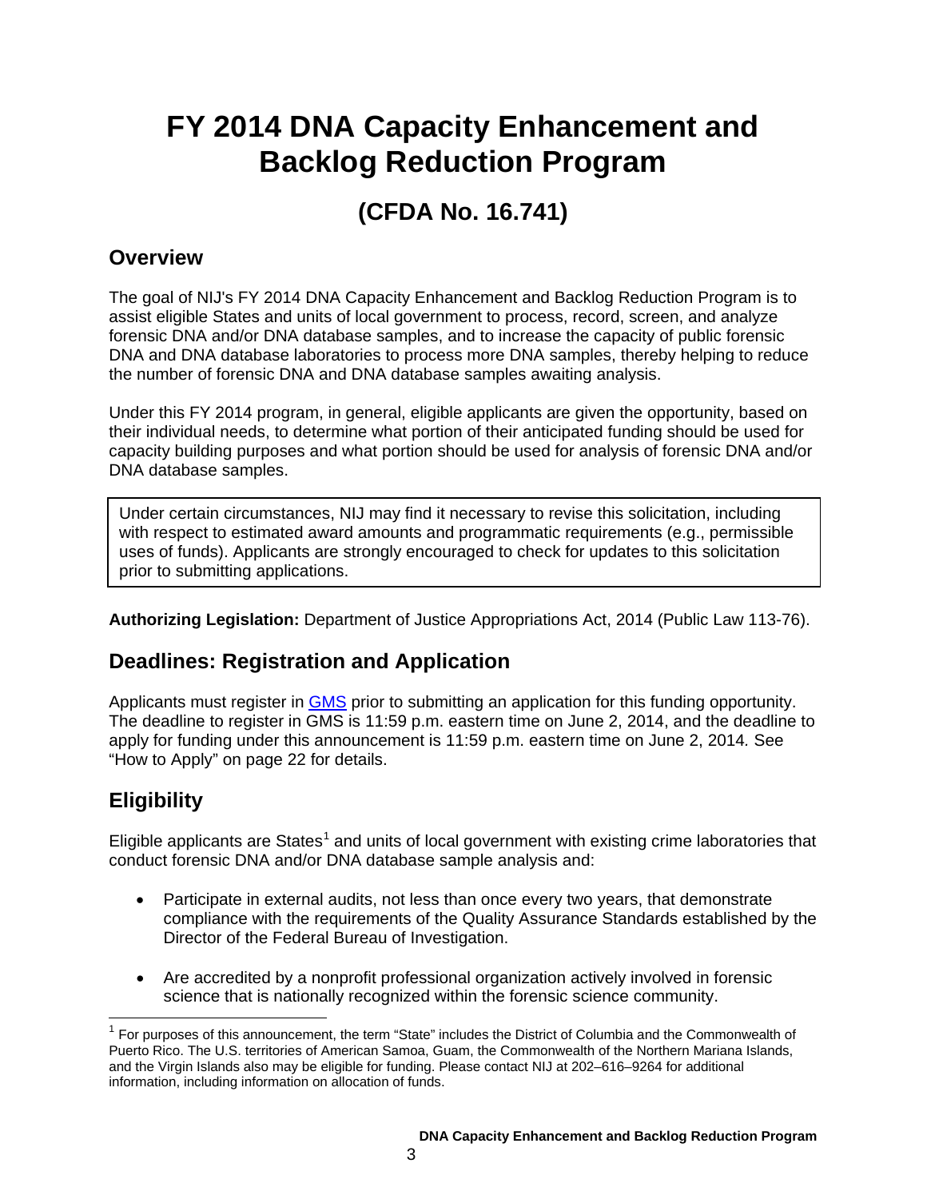# FY 2014 DNA Capacity Enhancement and Backlog Reduction Program

## (CFDA No. 16.741)

## Overview

The goal of NIJ's FY 2014 DNA Capacity Enhancement and Backlog Reduction Program is to assist eligible States and units of local government to process, record, screen, and analyze forensic DNA and/or DNA database samples, and to increase the capacity of public forensic DNA and DNA database laboratories to process more DNA samples, thereby helping to reduce the number of forensic DNA and DNA database samples awaiting analysis.

Under this FY 2014 program, in general, eligible applicants are given the opportunity, based on their individual needs, to determine what portion of their anticipated funding should be used for capacity building purposes and what portion should be used for analysis of forensic DNA and/or DNA database samples.

> Under certain circumstances, NIJ may find it necessary to revise this solicitation, including with respect to estimated award amounts and programmatic requirements (e.g., permissible uses of funds). Applicants are strongly encouraged to check for updates to this solicitation prior to submitting applications.

**Authorizing Legislation:** Department of Justice Appropriations Act, 2014 (Public Law 113-76).

## Deadlines: Registration and Application

Applicants must register in GMS prior to submitting an application for this funding opportunity. The deadline to register in GMS is 11:59 p.m. eastern time on June 2, 2014, and the deadline to apply for funding under this announcement is 11:59 p.m. eastern time on June 2, 2014. See "How to Apply" on page 22 for details.

## Eligibility

Eligible applicants are States[1] and units of local government with existing crime laboratories that conduct forensic DNA and/or DNA database sample analysis and:

- Participate in external audits, not less than once every two years, that demonstrate compliance with the requirements of the Quality Assurance Standards established by the Director of the Federal Bureau of Investigation.
- Are accredited by a nonprofit professional organization actively involved in forensic science that is nationally recognized within the forensic science community.

[1] For purposes of this announcement, the term "State" includes the District of Columbia and the Commonwealth of Puerto Rico. The U.S. territories of American Samoa, Guam, the Commonwealth of the Northern Mariana Islands, and the Virgin Islands also may be eligible for funding. Please contact NIJ at 202–616–9264 for additional information, including information on allocation of funds.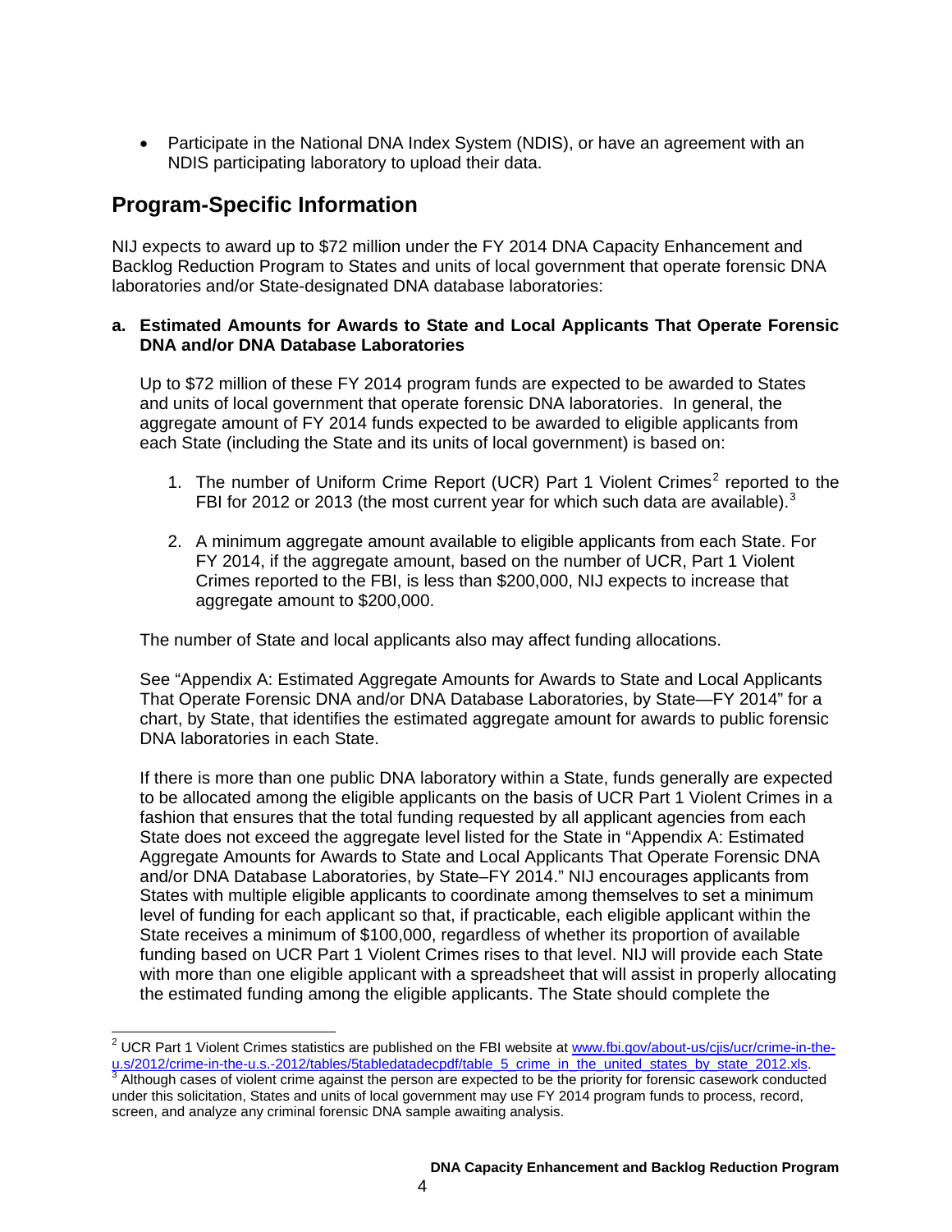- Participate in the National DNA Index System (NDIS), or have an agreement with an NDIS participating laboratory to upload their data.

## Program-Specific Information

NIJ expects to award up to $72 million under the FY 2014 DNA Capacity Enhancement and Backlog Reduction Program to States and units of local government that operate forensic DNA laboratories and/or State-designated DNA database laboratories:

**a. Estimated Amounts for Awards to State and Local Applicants That Operate Forensic DNA and/or DNA Database Laboratories**

Up to $72 million of these FY 2014 program funds are expected to be awarded to States and units of local government that operate forensic DNA laboratories. In general, the aggregate amount of FY 2014 funds expected to be awarded to eligible applicants from each State (including the State and its units of local government) is based on:

1. The number of Uniform Crime Report (UCR) Part 1 Violent Crimes[2] reported to the FBI for 2012 or 2013 (the most current year for which such data are available).[3]

2. A minimum aggregate amount available to eligible applicants from each State. For FY 2014, if the aggregate amount, based on the number of UCR, Part 1 Violent Crimes reported to the FBI, is less than $200,000, NIJ expects to increase that aggregate amount to $200,000.

The number of State and local applicants also may affect funding allocations.

See "Appendix A: Estimated Aggregate Amounts for Awards to State and Local Applicants That Operate Forensic DNA and/or DNA Database Laboratories, by State—FY 2014" for a chart, by State, that identifies the estimated aggregate amount for awards to public forensic DNA laboratories in each State.

If there is more than one public DNA laboratory within a State, funds generally are expected to be allocated among the eligible applicants on the basis of UCR Part 1 Violent Crimes in a fashion that ensures that the total funding requested by all applicant agencies from each State does not exceed the aggregate level listed for the State in "Appendix A: Estimated Aggregate Amounts for Awards to State and Local Applicants That Operate Forensic DNA and/or DNA Database Laboratories, by State–FY 2014." NIJ encourages applicants from States with multiple eligible applicants to coordinate among themselves to set a minimum level of funding for each applicant so that, if practicable, each eligible applicant within the State receives a minimum of $100,000, regardless of whether its proportion of available funding based on UCR Part 1 Violent Crimes rises to that level. NIJ will provide each State with more than one eligible applicant with a spreadsheet that will assist in properly allocating the estimated funding among the eligible applicants. The State should complete the

---

[2] UCR Part 1 Violent Crimes statistics are published on the FBI website at www.fbi.gov/about-us/cjis/ucr/crime-in-the-u.s/2012/crime-in-the-u.s.-2012/tables/5tabledatadecpdf/table_5_crime_in_the_united_states_by_state_2012.xls.

[3] Although cases of violent crime against the person are expected to be the priority for forensic casework conducted under this solicitation, States and units of local government may use FY 2014 program funds to process, record, screen, and analyze any criminal forensic DNA sample awaiting analysis.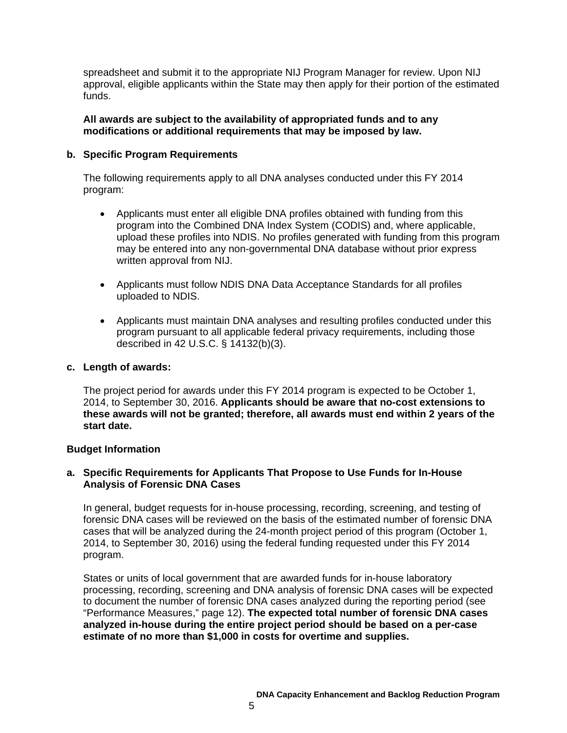spreadsheet and submit it to the appropriate NIJ Program Manager for review. Upon NIJ approval, eligible applicants within the State may then apply for their portion of the estimated funds.

**All awards are subject to the availability of appropriated funds and to any modifications or additional requirements that may be imposed by law.**

**b. Specific Program Requirements**

The following requirements apply to all DNA analyses conducted under this FY 2014 program:

- Applicants must enter all eligible DNA profiles obtained with funding from this program into the Combined DNA Index System (CODIS) and, where applicable, upload these profiles into NDIS. No profiles generated with funding from this program may be entered into any non-governmental DNA database without prior express written approval from NIJ.
- Applicants must follow NDIS DNA Data Acceptance Standards for all profiles uploaded to NDIS.
- Applicants must maintain DNA analyses and resulting profiles conducted under this program pursuant to all applicable federal privacy requirements, including those described in 42 U.S.C. § 14132(b)(3).

**c. Length of awards:**

The project period for awards under this FY 2014 program is expected to be October 1, 2014, to September 30, 2016. **Applicants should be aware that no-cost extensions to these awards will not be granted; therefore, all awards must end within 2 years of the start date.**

### Budget Information

**a. Specific Requirements for Applicants That Propose to Use Funds for In-House Analysis of Forensic DNA Cases**

In general, budget requests for in-house processing, recording, screening, and testing of forensic DNA cases will be reviewed on the basis of the estimated number of forensic DNA cases that will be analyzed during the 24-month project period of this program (October 1, 2014, to September 30, 2016) using the federal funding requested under this FY 2014 program.

States or units of local government that are awarded funds for in-house laboratory processing, recording, screening and DNA analysis of forensic DNA cases will be expected to document the number of forensic DNA cases analyzed during the reporting period (see "Performance Measures," page 12). **The expected total number of forensic DNA cases analyzed in-house during the entire project period should be based on a per-case estimate of no more than $1,000 in costs for overtime and supplies.**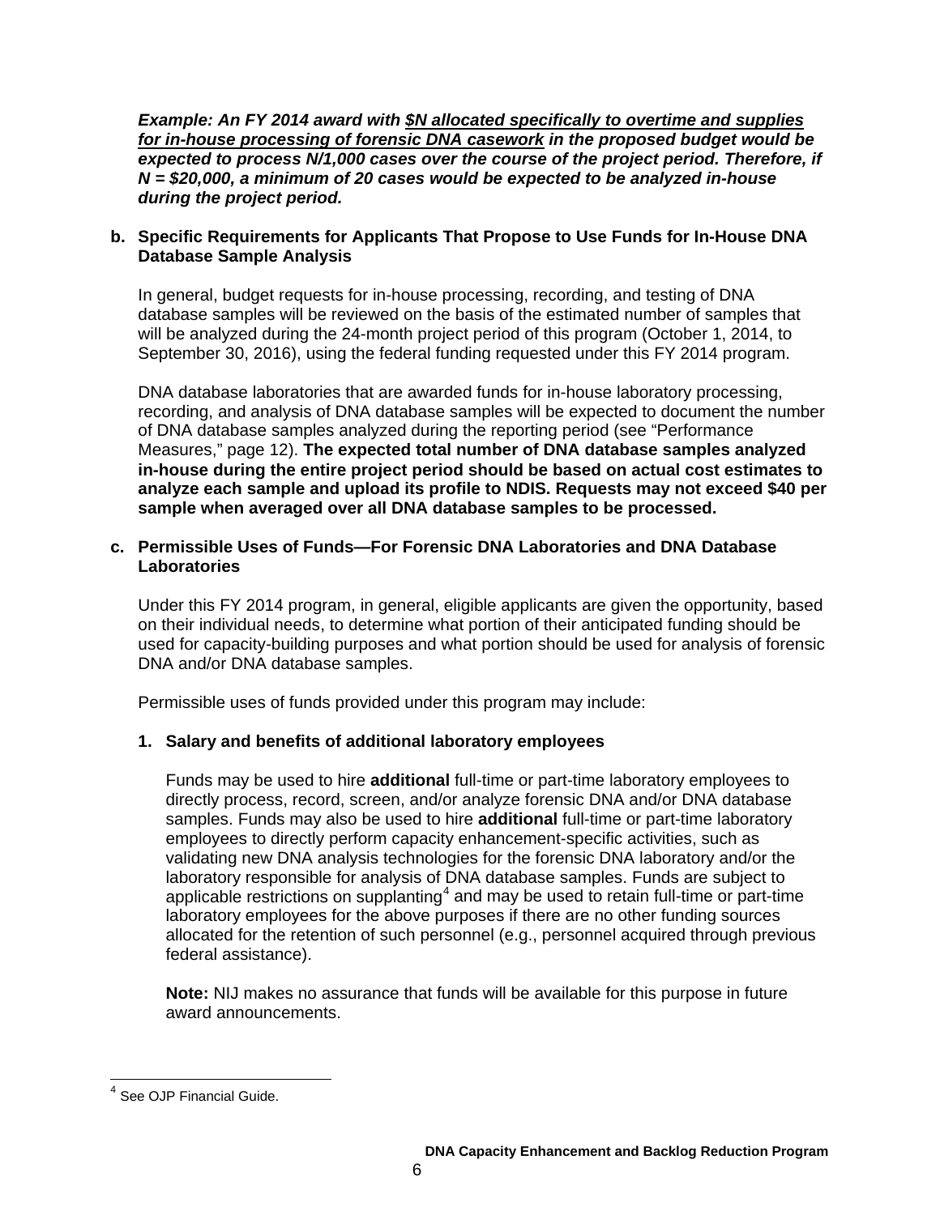***Example: An FY 2014 award with $N allocated specifically to overtime and supplies for in-house processing of forensic DNA casework in the proposed budget would be expected to process N/1,000 cases over the course of the project period. Therefore, if N = $20,000, a minimum of 20 cases would be expected to be analyzed in-house during the project period.***

**b. Specific Requirements for Applicants That Propose to Use Funds for In-House DNA Database Sample Analysis**

In general, budget requests for in-house processing, recording, and testing of DNA database samples will be reviewed on the basis of the estimated number of samples that will be analyzed during the 24-month project period of this program (October 1, 2014, to September 30, 2016), using the federal funding requested under this FY 2014 program.

DNA database laboratories that are awarded funds for in-house laboratory processing, recording, and analysis of DNA database samples will be expected to document the number of DNA database samples analyzed during the reporting period (see "Performance Measures," page 12). **The expected total number of DNA database samples analyzed in-house during the entire project period should be based on actual cost estimates to analyze each sample and upload its profile to NDIS. Requests may not exceed $40 per sample when averaged over all DNA database samples to be processed.**

**c. Permissible Uses of Funds—For Forensic DNA Laboratories and DNA Database Laboratories**

Under this FY 2014 program, in general, eligible applicants are given the opportunity, based on their individual needs, to determine what portion of their anticipated funding should be used for capacity-building purposes and what portion should be used for analysis of forensic DNA and/or DNA database samples.

Permissible uses of funds provided under this program may include:

**1. Salary and benefits of additional laboratory employees**

Funds may be used to hire **additional** full-time or part-time laboratory employees to directly process, record, screen, and/or analyze forensic DNA and/or DNA database samples. Funds may also be used to hire **additional** full-time or part-time laboratory employees to directly perform capacity enhancement-specific activities, such as validating new DNA analysis technologies for the forensic DNA laboratory and/or the laboratory responsible for analysis of DNA database samples. Funds are subject to applicable restrictions on supplanting[4] and may be used to retain full-time or part-time laboratory employees for the above purposes if there are no other funding sources allocated for the retention of such personnel (e.g., personnel acquired through previous federal assistance).

**Note:** NIJ makes no assurance that funds will be available for this purpose in future award announcements.

[4] See OJP Financial Guide.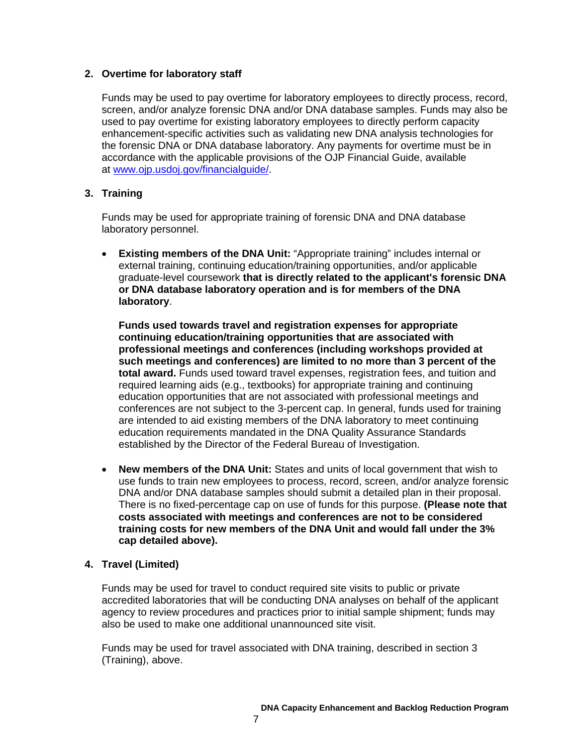### 2. Overtime for laboratory staff

Funds may be used to pay overtime for laboratory employees to directly process, record, screen, and/or analyze forensic DNA and/or DNA database samples. Funds may also be used to pay overtime for existing laboratory employees to directly perform capacity enhancement-specific activities such as validating new DNA analysis technologies for the forensic DNA or DNA database laboratory. Any payments for overtime must be in accordance with the applicable provisions of the OJP Financial Guide, available at www.ojp.usdoj.gov/financialguide/.

### 3. Training

Funds may be used for appropriate training of forensic DNA and DNA database laboratory personnel.

- **Existing members of the DNA Unit:** "Appropriate training" includes internal or external training, continuing education/training opportunities, and/or applicable graduate-level coursework **that is directly related to the applicant's forensic DNA or DNA database laboratory operation and is for members of the DNA laboratory**.

  **Funds used towards travel and registration expenses for appropriate continuing education/training opportunities that are associated with professional meetings and conferences (including workshops provided at such meetings and conferences) are limited to no more than 3 percent of the total award.** Funds used toward travel expenses, registration fees, and tuition and required learning aids (e.g., textbooks) for appropriate training and continuing education opportunities that are not associated with professional meetings and conferences are not subject to the 3-percent cap. In general, funds used for training are intended to aid existing members of the DNA laboratory to meet continuing education requirements mandated in the DNA Quality Assurance Standards established by the Director of the Federal Bureau of Investigation.

- **New members of the DNA Unit:** States and units of local government that wish to use funds to train new employees to process, record, screen, and/or analyze forensic DNA and/or DNA database samples should submit a detailed plan in their proposal. There is no fixed-percentage cap on use of funds for this purpose. **(Please note that costs associated with meetings and conferences are not to be considered training costs for new members of the DNA Unit and would fall under the 3% cap detailed above).**

### 4. Travel (Limited)

Funds may be used for travel to conduct required site visits to public or private accredited laboratories that will be conducting DNA analyses on behalf of the applicant agency to review procedures and practices prior to initial sample shipment; funds may also be used to make one additional unannounced site visit.

Funds may be used for travel associated with DNA training, described in section 3 (Training), above.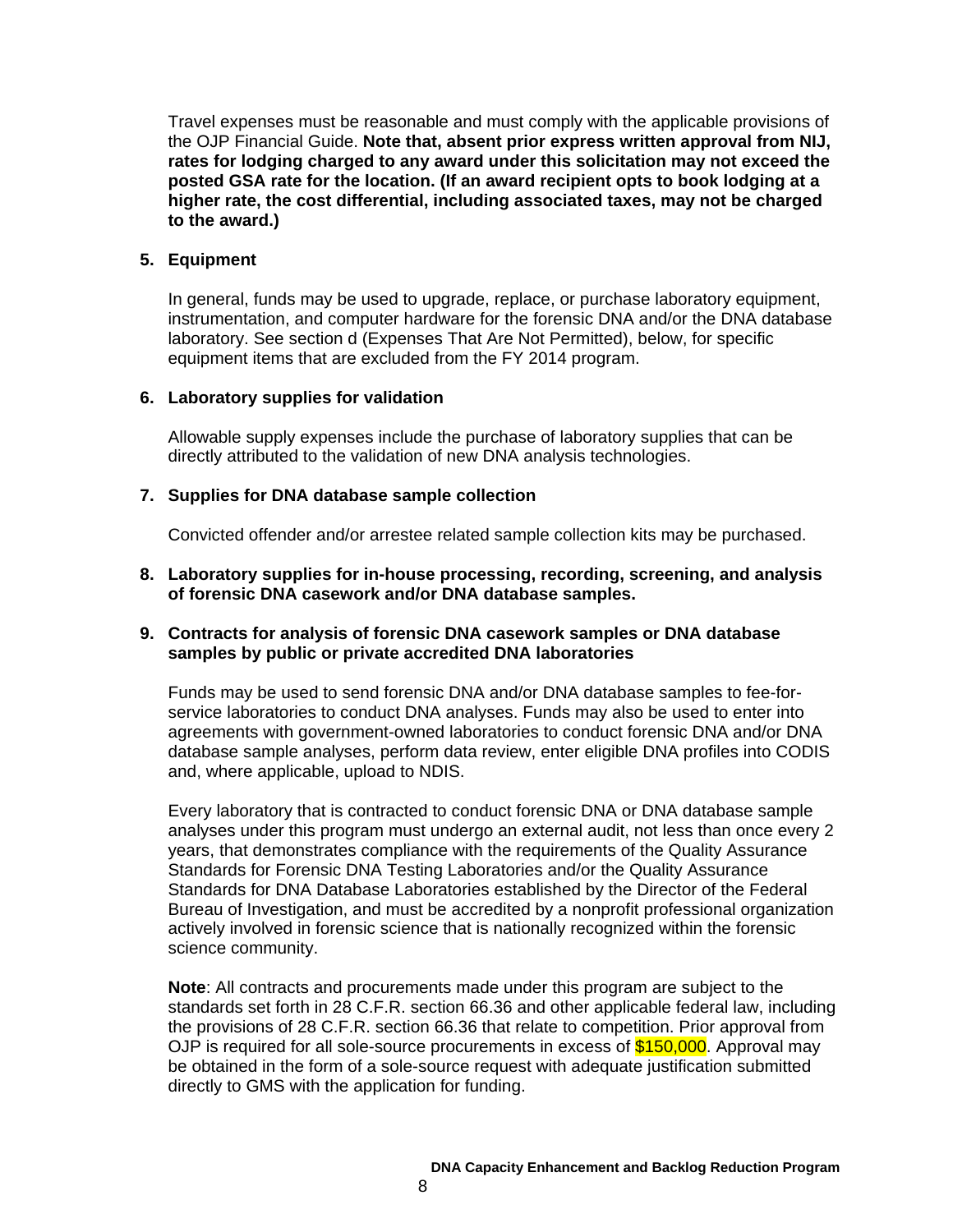Travel expenses must be reasonable and must comply with the applicable provisions of the OJP Financial Guide. **Note that, absent prior express written approval from NIJ, rates for lodging charged to any award under this solicitation may not exceed the posted GSA rate for the location. (If an award recipient opts to book lodging at a higher rate, the cost differential, including associated taxes, may not be charged to the award.)**

**5. Equipment**

In general, funds may be used to upgrade, replace, or purchase laboratory equipment, instrumentation, and computer hardware for the forensic DNA and/or the DNA database laboratory. See section d (Expenses That Are Not Permitted), below, for specific equipment items that are excluded from the FY 2014 program.

**6. Laboratory supplies for validation**

Allowable supply expenses include the purchase of laboratory supplies that can be directly attributed to the validation of new DNA analysis technologies.

**7. Supplies for DNA database sample collection**

Convicted offender and/or arrestee related sample collection kits may be purchased.

**8. Laboratory supplies for in-house processing, recording, screening, and analysis of forensic DNA casework and/or DNA database samples.**

**9. Contracts for analysis of forensic DNA casework samples or DNA database samples by public or private accredited DNA laboratories**

Funds may be used to send forensic DNA and/or DNA database samples to fee-for-service laboratories to conduct DNA analyses. Funds may also be used to enter into agreements with government-owned laboratories to conduct forensic DNA and/or DNA database sample analyses, perform data review, enter eligible DNA profiles into CODIS and, where applicable, upload to NDIS.

Every laboratory that is contracted to conduct forensic DNA or DNA database sample analyses under this program must undergo an external audit, not less than once every 2 years, that demonstrates compliance with the requirements of the Quality Assurance Standards for Forensic DNA Testing Laboratories and/or the Quality Assurance Standards for DNA Database Laboratories established by the Director of the Federal Bureau of Investigation, and must be accredited by a nonprofit professional organization actively involved in forensic science that is nationally recognized within the forensic science community.

**Note**: All contracts and procurements made under this program are subject to the standards set forth in 28 C.F.R. section 66.36 and other applicable federal law, including the provisions of 28 C.F.R. section 66.36 that relate to competition. Prior approval from OJP is required for all sole-source procurements in excess of $150,000. Approval may be obtained in the form of a sole-source request with adequate justification submitted directly to GMS with the application for funding.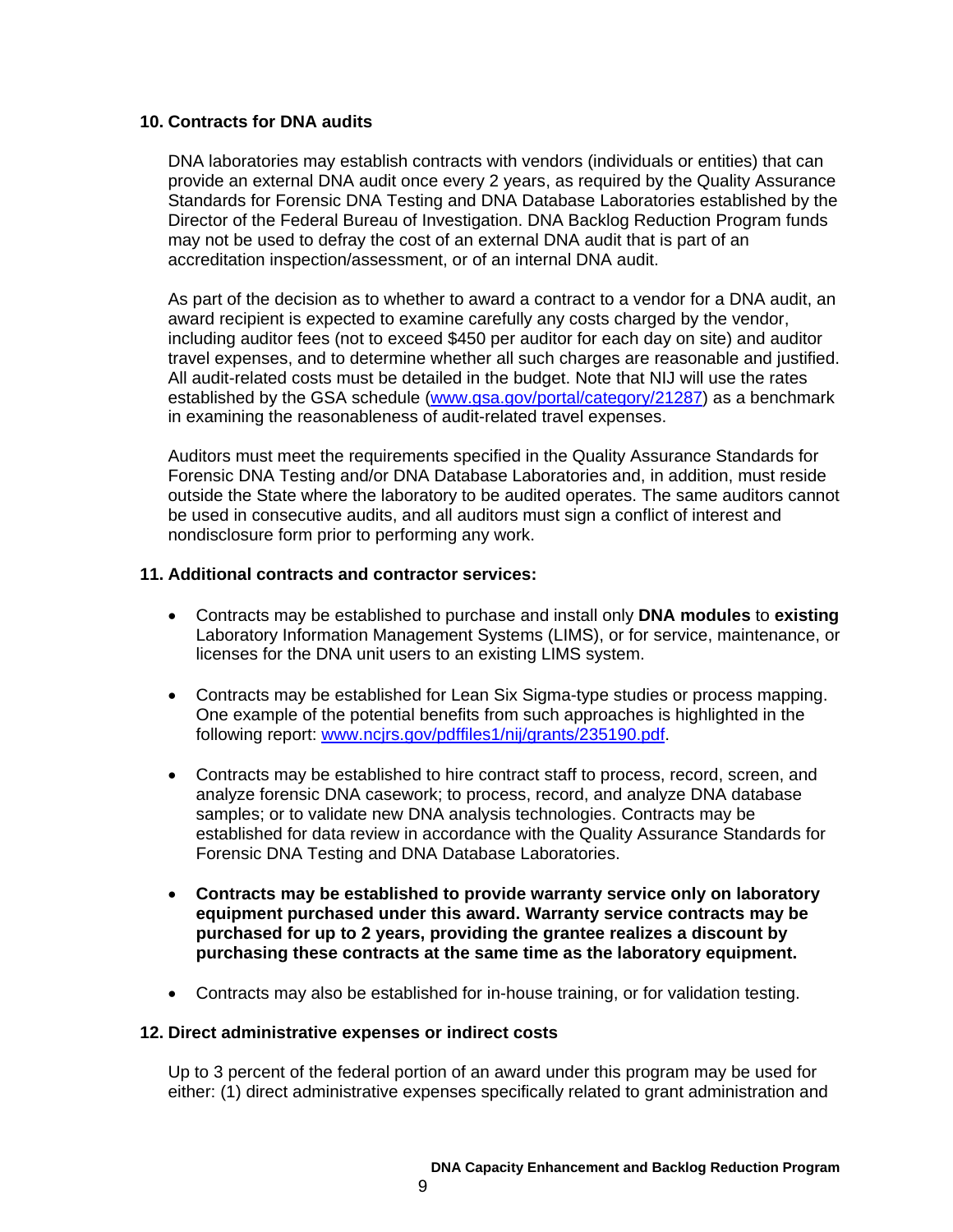**10. Contracts for DNA audits**

DNA laboratories may establish contracts with vendors (individuals or entities) that can provide an external DNA audit once every 2 years, as required by the Quality Assurance Standards for Forensic DNA Testing and DNA Database Laboratories established by the Director of the Federal Bureau of Investigation. DNA Backlog Reduction Program funds may not be used to defray the cost of an external DNA audit that is part of an accreditation inspection/assessment, or of an internal DNA audit.

As part of the decision as to whether to award a contract to a vendor for a DNA audit, an award recipient is expected to examine carefully any costs charged by the vendor, including auditor fees (not to exceed $450 per auditor for each day on site) and auditor travel expenses, and to determine whether all such charges are reasonable and justified. All audit-related costs must be detailed in the budget. Note that NIJ will use the rates established by the GSA schedule ([www.gsa.gov/portal/category/21287](www.gsa.gov/portal/category/21287)) as a benchmark in examining the reasonableness of audit-related travel expenses.

Auditors must meet the requirements specified in the Quality Assurance Standards for Forensic DNA Testing and/or DNA Database Laboratories and, in addition, must reside outside the State where the laboratory to be audited operates. The same auditors cannot be used in consecutive audits, and all auditors must sign a conflict of interest and nondisclosure form prior to performing any work.

**11. Additional contracts and contractor services:**

- Contracts may be established to purchase and install only **DNA modules** to **existing** Laboratory Information Management Systems (LIMS), or for service, maintenance, or licenses for the DNA unit users to an existing LIMS system.

- Contracts may be established for Lean Six Sigma-type studies or process mapping. One example of the potential benefits from such approaches is highlighted in the following report: [www.ncjrs.gov/pdffiles1/nij/grants/235190.pdf](www.ncjrs.gov/pdffiles1/nij/grants/235190.pdf).

- Contracts may be established to hire contract staff to process, record, screen, and analyze forensic DNA casework; to process, record, and analyze DNA database samples; or to validate new DNA analysis technologies. Contracts may be established for data review in accordance with the Quality Assurance Standards for Forensic DNA Testing and DNA Database Laboratories.

- **Contracts may be established to provide warranty service only on laboratory equipment purchased under this award. Warranty service contracts may be purchased for up to 2 years, providing the grantee realizes a discount by purchasing these contracts at the same time as the laboratory equipment.**

- Contracts may also be established for in-house training, or for validation testing.

**12. Direct administrative expenses or indirect costs**

Up to 3 percent of the federal portion of an award under this program may be used for either: (1) direct administrative expenses specifically related to grant administration and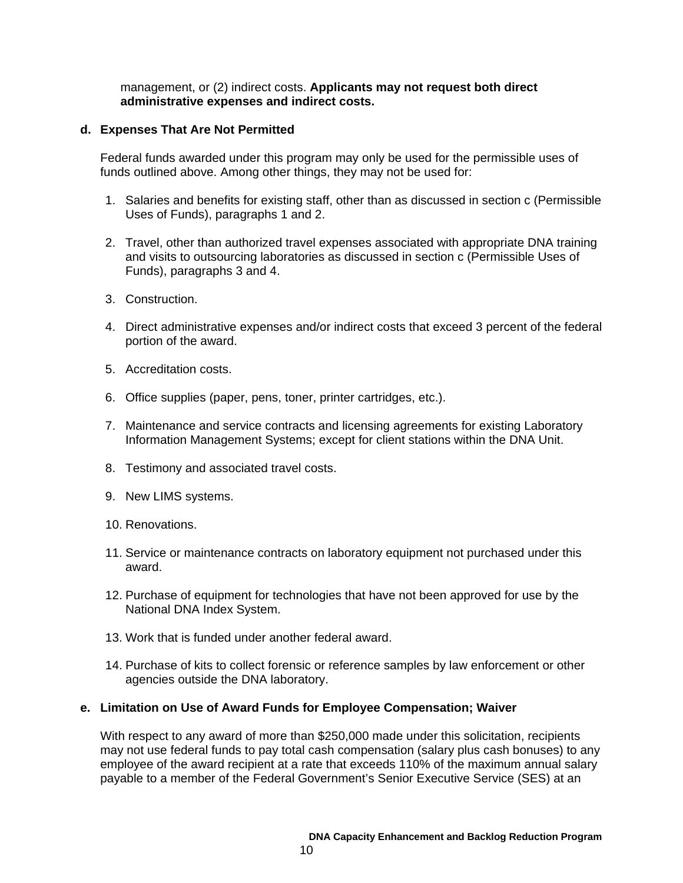management, or (2) indirect costs. **Applicants may not request both direct administrative expenses and indirect costs.**

**d. Expenses That Are Not Permitted**

Federal funds awarded under this program may only be used for the permissible uses of funds outlined above. Among other things, they may not be used for:

1. Salaries and benefits for existing staff, other than as discussed in section c (Permissible Uses of Funds), paragraphs 1 and 2.

2. Travel, other than authorized travel expenses associated with appropriate DNA training and visits to outsourcing laboratories as discussed in section c (Permissible Uses of Funds), paragraphs 3 and 4.

3. Construction.

4. Direct administrative expenses and/or indirect costs that exceed 3 percent of the federal portion of the award.

5. Accreditation costs.

6. Office supplies (paper, pens, toner, printer cartridges, etc.).

7. Maintenance and service contracts and licensing agreements for existing Laboratory Information Management Systems; except for client stations within the DNA Unit.

8. Testimony and associated travel costs.

9. New LIMS systems.

10. Renovations.

11. Service or maintenance contracts on laboratory equipment not purchased under this award.

12. Purchase of equipment for technologies that have not been approved for use by the National DNA Index System.

13. Work that is funded under another federal award.

14. Purchase of kits to collect forensic or reference samples by law enforcement or other agencies outside the DNA laboratory.

**e. Limitation on Use of Award Funds for Employee Compensation; Waiver**

With respect to any award of more than $250,000 made under this solicitation, recipients may not use federal funds to pay total cash compensation (salary plus cash bonuses) to any employee of the award recipient at a rate that exceeds 110% of the maximum annual salary payable to a member of the Federal Government's Senior Executive Service (SES) at an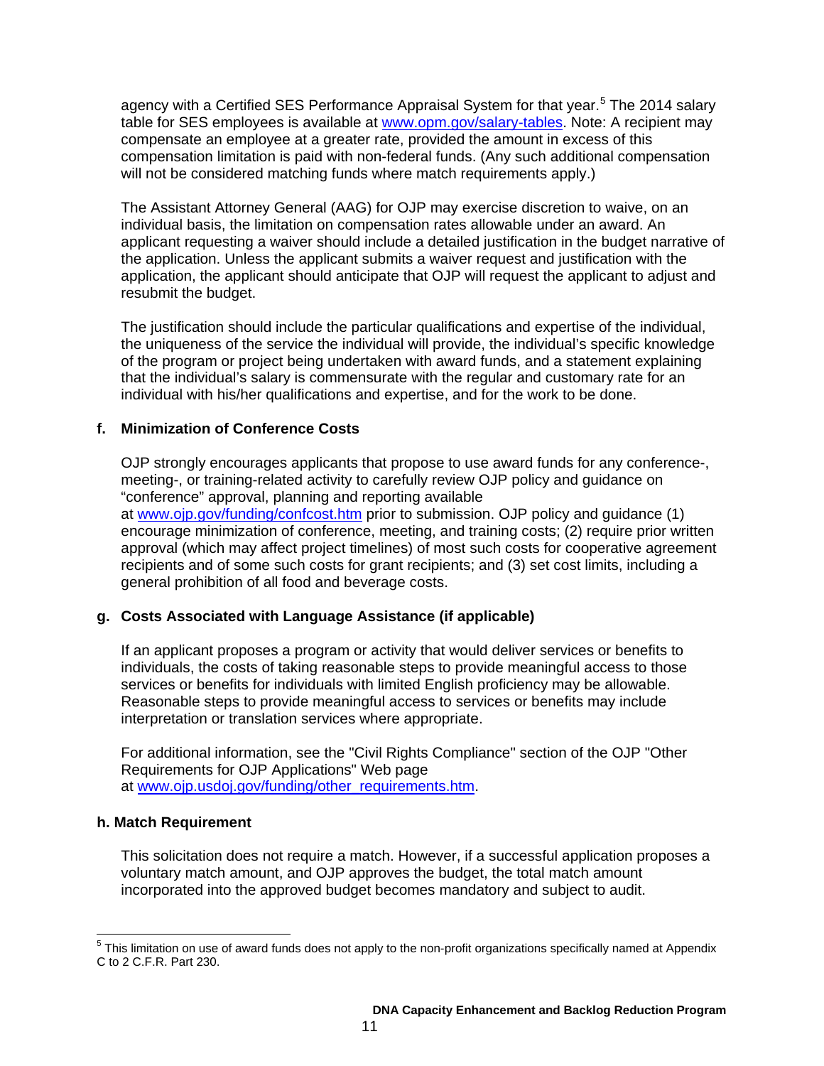agency with a Certified SES Performance Appraisal System for that year.[5] The 2014 salary table for SES employees is available at www.opm.gov/salary-tables. Note: A recipient may compensate an employee at a greater rate, provided the amount in excess of this compensation limitation is paid with non-federal funds. (Any such additional compensation will not be considered matching funds where match requirements apply.)

The Assistant Attorney General (AAG) for OJP may exercise discretion to waive, on an individual basis, the limitation on compensation rates allowable under an award. An applicant requesting a waiver should include a detailed justification in the budget narrative of the application. Unless the applicant submits a waiver request and justification with the application, the applicant should anticipate that OJP will request the applicant to adjust and resubmit the budget.

The justification should include the particular qualifications and expertise of the individual, the uniqueness of the service the individual will provide, the individual's specific knowledge of the program or project being undertaken with award funds, and a statement explaining that the individual's salary is commensurate with the regular and customary rate for an individual with his/her qualifications and expertise, and for the work to be done.

**f. Minimization of Conference Costs**

OJP strongly encourages applicants that propose to use award funds for any conference-, meeting-, or training-related activity to carefully review OJP policy and guidance on "conference" approval, planning and reporting available at www.ojp.gov/funding/confcost.htm prior to submission. OJP policy and guidance (1) encourage minimization of conference, meeting, and training costs; (2) require prior written approval (which may affect project timelines) of most such costs for cooperative agreement recipients and of some such costs for grant recipients; and (3) set cost limits, including a general prohibition of all food and beverage costs.

**g. Costs Associated with Language Assistance (if applicable)**

If an applicant proposes a program or activity that would deliver services or benefits to individuals, the costs of taking reasonable steps to provide meaningful access to those services or benefits for individuals with limited English proficiency may be allowable. Reasonable steps to provide meaningful access to services or benefits may include interpretation or translation services where appropriate.

For additional information, see the "Civil Rights Compliance" section of the OJP "Other Requirements for OJP Applications" Web page at www.ojp.usdoj.gov/funding/other_requirements.htm.

**h. Match Requirement**

This solicitation does not require a match. However, if a successful application proposes a voluntary match amount, and OJP approves the budget, the total match amount incorporated into the approved budget becomes mandatory and subject to audit.

---

[5] This limitation on use of award funds does not apply to the non-profit organizations specifically named at Appendix C to 2 C.F.R. Part 230.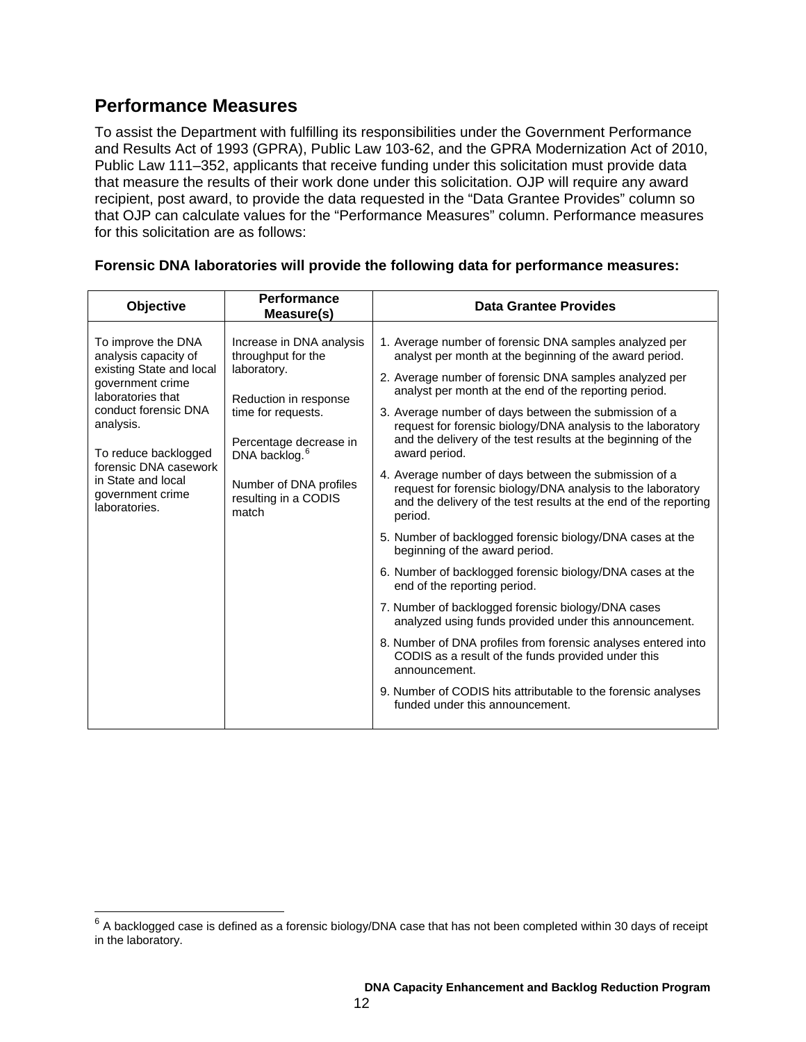## Performance Measures

To assist the Department with fulfilling its responsibilities under the Government Performance and Results Act of 1993 (GPRA), Public Law 103-62, and the GPRA Modernization Act of 2010, Public Law 111–352, applicants that receive funding under this solicitation must provide data that measure the results of their work done under this solicitation. OJP will require any award recipient, post award, to provide the data requested in the “Data Grantee Provides” column so that OJP can calculate values for the “Performance Measures” column. Performance measures for this solicitation are as follows:

**Forensic DNA laboratories will provide the following data for performance measures:**

| Objective | Performance Measure(s) | Data Grantee Provides |
|---|---|---|
| To improve the DNA analysis capacity of existing State and local government crime laboratories that conduct forensic DNA analysis.<br><br>To reduce backlogged forensic DNA casework in State and local government crime laboratories. | Increase in DNA analysis throughput for the laboratory.<br><br>Reduction in response time for requests.<br><br>Percentage decrease in DNA backlog.[6]<br><br>Number of DNA profiles resulting in a CODIS match | 1. Average number of forensic DNA samples analyzed per analyst per month at the beginning of the award period.<br>2. Average number of forensic DNA samples analyzed per analyst per month at the end of the reporting period.<br>3. Average number of days between the submission of a request for forensic biology/DNA analysis to the laboratory and the delivery of the test results at the beginning of the award period.<br>4. Average number of days between the submission of a request for forensic biology/DNA analysis to the laboratory and the delivery of the test results at the end of the reporting period.<br>5. Number of backlogged forensic biology/DNA cases at the beginning of the award period.<br>6. Number of backlogged forensic biology/DNA cases at the end of the reporting period.<br>7. Number of backlogged forensic biology/DNA cases analyzed using funds provided under this announcement.<br>8. Number of DNA profiles from forensic analyses entered into CODIS as a result of the funds provided under this announcement.<br>9. Number of CODIS hits attributable to the forensic analyses funded under this announcement. |

[6] A backlogged case is defined as a forensic biology/DNA case that has not been completed within 30 days of receipt in the laboratory.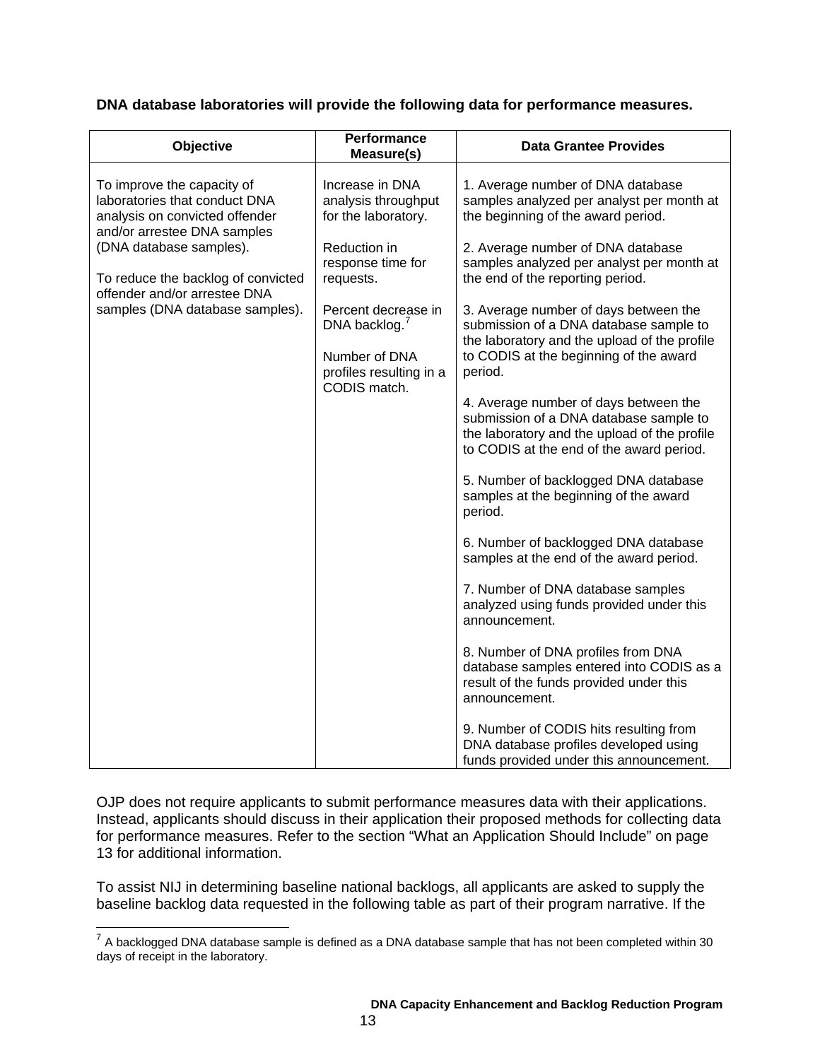**DNA database laboratories will provide the following data for performance measures.**

| Objective | Performance Measure(s) | Data Grantee Provides |
|---|---|---|
| To improve the capacity of laboratories that conduct DNA analysis on convicted offender and/or arrestee DNA samples (DNA database samples).<br><br>To reduce the backlog of convicted offender and/or arrestee DNA samples (DNA database samples). | Increase in DNA analysis throughput for the laboratory.<br><br>Reduction in response time for requests.<br><br>Percent decrease in DNA backlog.[7]<br><br>Number of DNA profiles resulting in a CODIS match. | 1. Average number of DNA database samples analyzed per analyst per month at the beginning of the award period.<br><br>2. Average number of DNA database samples analyzed per analyst per month at the end of the reporting period.<br><br>3. Average number of days between the submission of a DNA database sample to the laboratory and the upload of the profile to CODIS at the beginning of the award period.<br><br>4. Average number of days between the submission of a DNA database sample to the laboratory and the upload of the profile to CODIS at the end of the award period.<br><br>5. Number of backlogged DNA database samples at the beginning of the award period.<br><br>6. Number of backlogged DNA database samples at the end of the award period.<br><br>7. Number of DNA database samples analyzed using funds provided under this announcement.<br><br>8. Number of DNA profiles from DNA database samples entered into CODIS as a result of the funds provided under this announcement.<br><br>9. Number of CODIS hits resulting from DNA database profiles developed using funds provided under this announcement. |

OJP does not require applicants to submit performance measures data with their applications. Instead, applicants should discuss in their application their proposed methods for collecting data for performance measures. Refer to the section "What an Application Should Include" on page 13 for additional information.

To assist NIJ in determining baseline national backlogs, all applicants are asked to supply the baseline backlog data requested in the following table as part of their program narrative. If the

[7] A backlogged DNA database sample is defined as a DNA database sample that has not been completed within 30 days of receipt in the laboratory.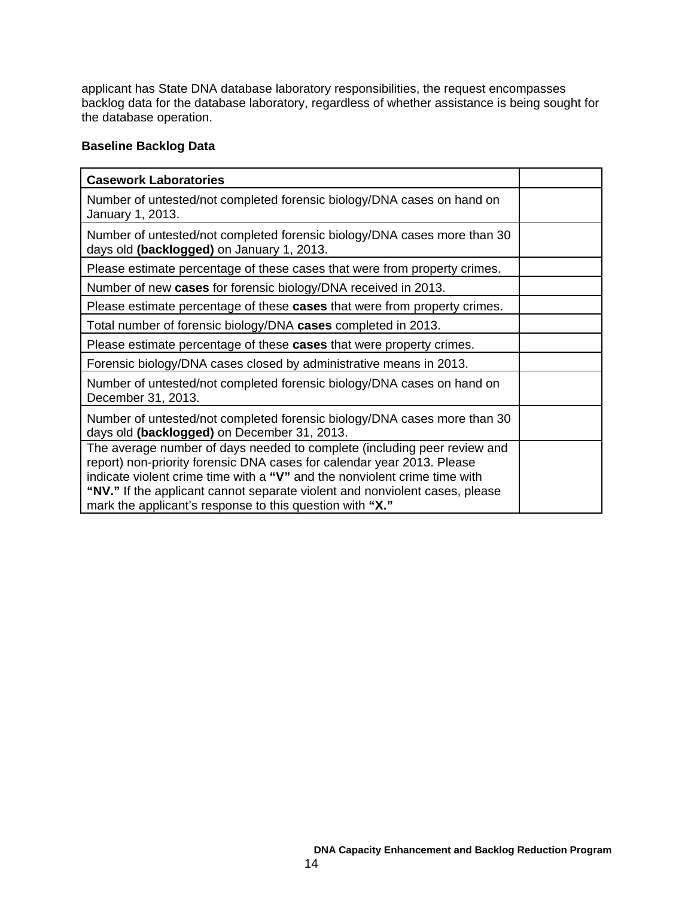applicant has State DNA database laboratory responsibilities, the request encompasses backlog data for the database laboratory, regardless of whether assistance is being sought for the database operation.

**Baseline Backlog Data**

| **Casework Laboratories** | |
|---|---|
| Number of untested/not completed forensic biology/DNA cases on hand on January 1, 2013. | |
| Number of untested/not completed forensic biology/DNA cases more than 30 days old **(backlogged)** on January 1, 2013. | |
| Please estimate percentage of these cases that were from property crimes. | |
| Number of new **cases** for forensic biology/DNA received in 2013. | |
| Please estimate percentage of these **cases** that were from property crimes. | |
| Total number of forensic biology/DNA **cases** completed in 2013. | |
| Please estimate percentage of these **cases** that were property crimes. | |
| Forensic biology/DNA cases closed by administrative means in 2013. | |
| Number of untested/not completed forensic biology/DNA cases on hand on December 31, 2013. | |
| Number of untested/not completed forensic biology/DNA cases more than 30 days old **(backlogged)** on December 31, 2013. | |
| The average number of days needed to complete (including peer review and report) non-priority forensic DNA cases for calendar year 2013. Please indicate violent crime time with a **"V"** and the nonviolent crime time with **"NV."** If the applicant cannot separate violent and nonviolent cases, please mark the applicant's response to this question with **"X."** | |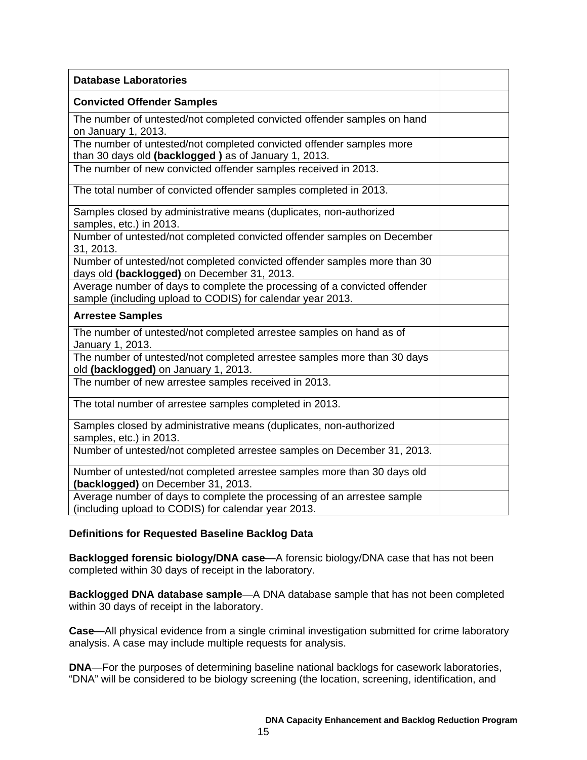| **Database Laboratories** | |
|---|---|
| **Convicted Offender Samples** | |
| The number of untested/not completed convicted offender samples on hand on January 1, 2013. | |
| The number of untested/not completed convicted offender samples more than 30 days old **(backlogged )** as of January 1, 2013. | |
| The number of new convicted offender samples received in 2013. | |
| The total number of convicted offender samples completed in 2013. | |
| Samples closed by administrative means (duplicates, non-authorized samples, etc.) in 2013. | |
| Number of untested/not completed convicted offender samples on December 31, 2013. | |
| Number of untested/not completed convicted offender samples more than 30 days old **(backlogged)** on December 31, 2013. | |
| Average number of days to complete the processing of a convicted offender sample (including upload to CODIS) for calendar year 2013. | |
| **Arrestee Samples** | |
| The number of untested/not completed arrestee samples on hand as of January 1, 2013. | |
| The number of untested/not completed arrestee samples more than 30 days old **(backlogged)** on January 1, 2013. | |
| The number of new arrestee samples received in 2013. | |
| The total number of arrestee samples completed in 2013. | |
| Samples closed by administrative means (duplicates, non-authorized samples, etc.) in 2013. | |
| Number of untested/not completed arrestee samples on December 31, 2013. | |
| Number of untested/not completed arrestee samples more than 30 days old **(backlogged)** on December 31, 2013. | |
| Average number of days to complete the processing of an arrestee sample (including upload to CODIS) for calendar year 2013. | |

**Definitions for Requested Baseline Backlog Data**

**Backlogged forensic biology/DNA case**—A forensic biology/DNA case that has not been completed within 30 days of receipt in the laboratory.

**Backlogged DNA database sample**—A DNA database sample that has not been completed within 30 days of receipt in the laboratory.

**Case**—All physical evidence from a single criminal investigation submitted for crime laboratory analysis. A case may include multiple requests for analysis.

**DNA**—For the purposes of determining baseline national backlogs for casework laboratories, "DNA" will be considered to be biology screening (the location, screening, identification, and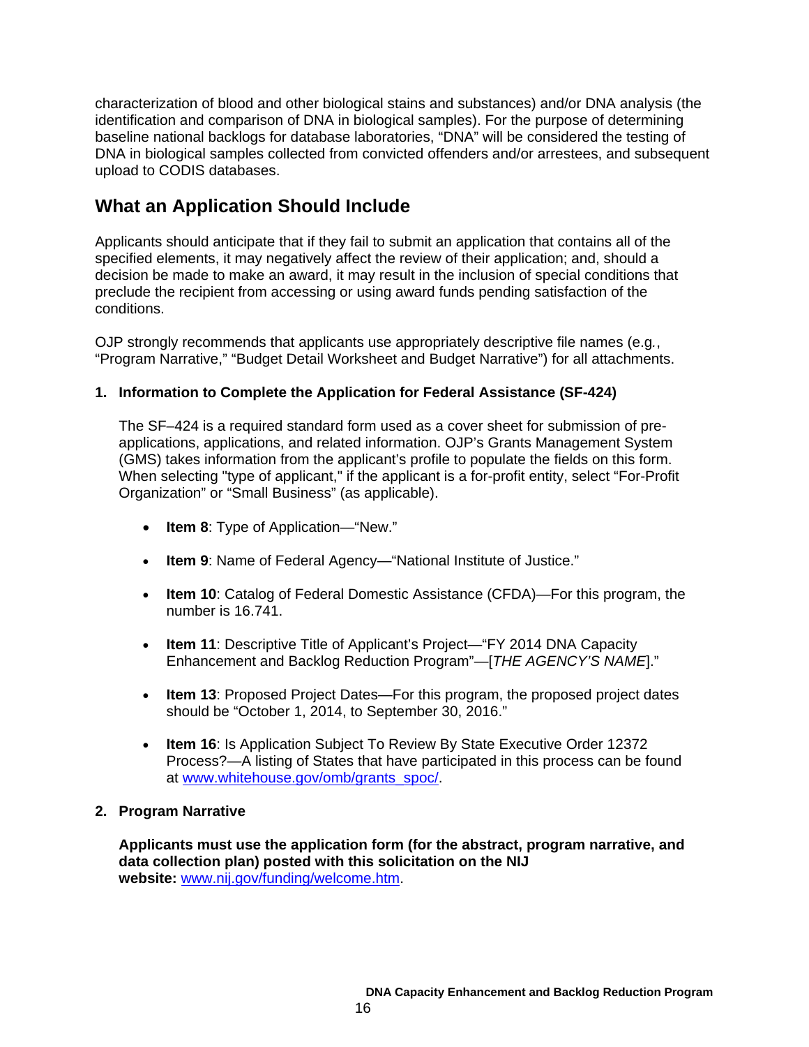characterization of blood and other biological stains and substances) and/or DNA analysis (the identification and comparison of DNA in biological samples). For the purpose of determining baseline national backlogs for database laboratories, "DNA" will be considered the testing of DNA in biological samples collected from convicted offenders and/or arrestees, and subsequent upload to CODIS databases.

## What an Application Should Include

Applicants should anticipate that if they fail to submit an application that contains all of the specified elements, it may negatively affect the review of their application; and, should a decision be made to make an award, it may result in the inclusion of special conditions that preclude the recipient from accessing or using award funds pending satisfaction of the conditions.

OJP strongly recommends that applicants use appropriately descriptive file names (e.g*.*, "Program Narrative," "Budget Detail Worksheet and Budget Narrative") for all attachments.

### 1. Information to Complete the Application for Federal Assistance (SF-424)

The SF–424 is a required standard form used as a cover sheet for submission of pre-applications, applications, and related information. OJP's Grants Management System (GMS) takes information from the applicant's profile to populate the fields on this form. When selecting "type of applicant," if the applicant is a for-profit entity, select "For-Profit Organization" or "Small Business" (as applicable).

- **Item 8**: Type of Application—"New."
- **Item 9**: Name of Federal Agency—"National Institute of Justice."
- **Item 10**: Catalog of Federal Domestic Assistance (CFDA)—For this program, the number is 16.741.
- **Item 11**: Descriptive Title of Applicant's Project—"FY 2014 DNA Capacity Enhancement and Backlog Reduction Program"—[*THE AGENCY'S NAME*]."
- **Item 13**: Proposed Project Dates—For this program, the proposed project dates should be "October 1, 2014, to September 30, 2016."
- **Item 16**: Is Application Subject To Review By State Executive Order 12372 Process?—A listing of States that have participated in this process can be found at www.whitehouse.gov/omb/grants_spoc/.

### 2. Program Narrative

**Applicants must use the application form (for the abstract, program narrative, and data collection plan) posted with this solicitation on the NIJ website:** www.nij.gov/funding/welcome.htm.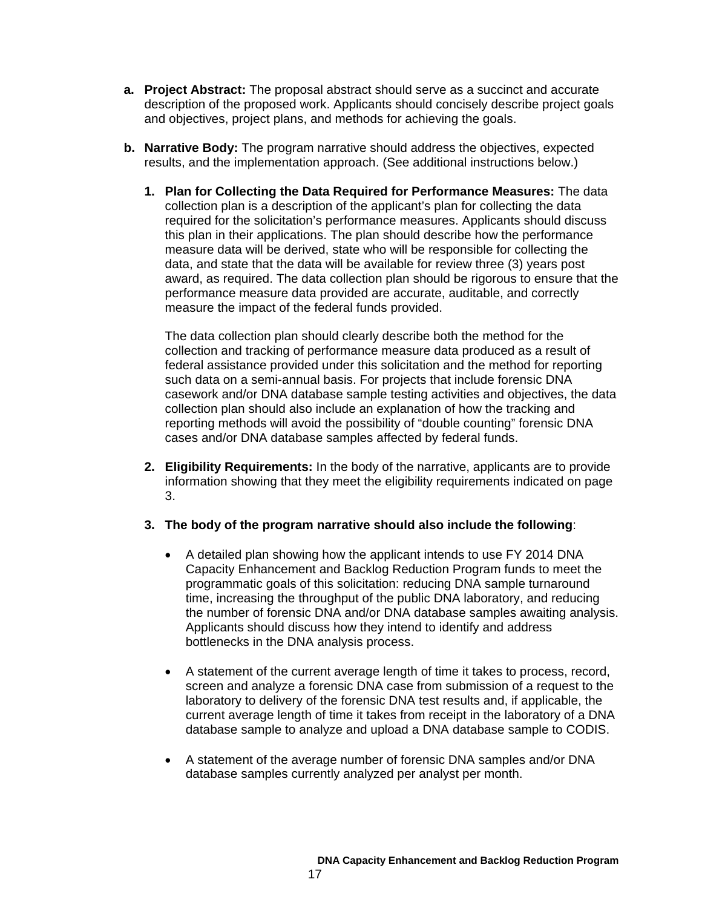a. **Project Abstract:** The proposal abstract should serve as a succinct and accurate description of the proposed work. Applicants should concisely describe project goals and objectives, project plans, and methods for achieving the goals.

b. **Narrative Body:** The program narrative should address the objectives, expected results, and the implementation approach. (See additional instructions below.)

   1. **Plan for Collecting the Data Required for Performance Measures:** The data collection plan is a description of the applicant's plan for collecting the data required for the solicitation's performance measures. Applicants should discuss this plan in their applications. The plan should describe how the performance measure data will be derived, state who will be responsible for collecting the data, and state that the data will be available for review three (3) years post award, as required. The data collection plan should be rigorous to ensure that the performance measure data provided are accurate, auditable, and correctly measure the impact of the federal funds provided.

      The data collection plan should clearly describe both the method for the collection and tracking of performance measure data produced as a result of federal assistance provided under this solicitation and the method for reporting such data on a semi-annual basis. For projects that include forensic DNA casework and/or DNA database sample testing activities and objectives, the data collection plan should also include an explanation of how the tracking and reporting methods will avoid the possibility of "double counting" forensic DNA cases and/or DNA database samples affected by federal funds.

   2. **Eligibility Requirements:** In the body of the narrative, applicants are to provide information showing that they meet the eligibility requirements indicated on page 3.

   3. **The body of the program narrative should also include the following**:

      - A detailed plan showing how the applicant intends to use FY 2014 DNA Capacity Enhancement and Backlog Reduction Program funds to meet the programmatic goals of this solicitation: reducing DNA sample turnaround time, increasing the throughput of the public DNA laboratory, and reducing the number of forensic DNA and/or DNA database samples awaiting analysis. Applicants should discuss how they intend to identify and address bottlenecks in the DNA analysis process.

      - A statement of the current average length of time it takes to process, record, screen and analyze a forensic DNA case from submission of a request to the laboratory to delivery of the forensic DNA test results and, if applicable, the current average length of time it takes from receipt in the laboratory of a DNA database sample to analyze and upload a DNA database sample to CODIS.

      - A statement of the average number of forensic DNA samples and/or DNA database samples currently analyzed per analyst per month.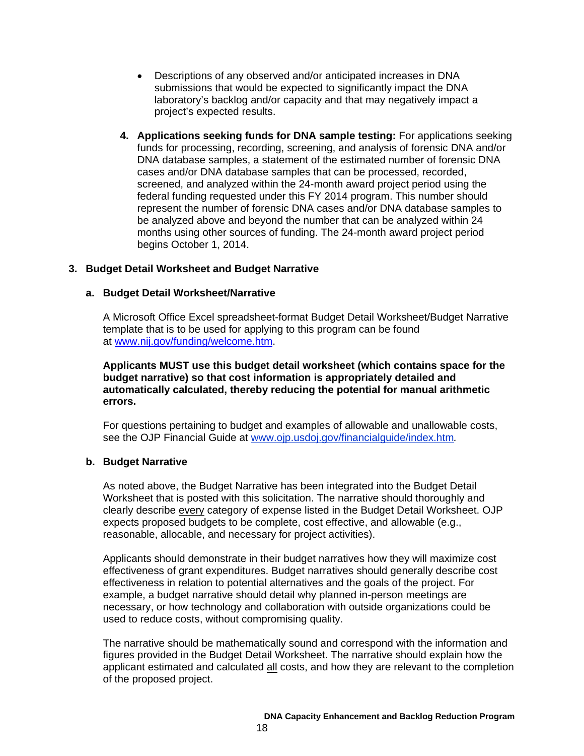- Descriptions of any observed and/or anticipated increases in DNA submissions that would be expected to significantly impact the DNA laboratory's backlog and/or capacity and that may negatively impact a project's expected results.

4. **Applications seeking funds for DNA sample testing:** For applications seeking funds for processing, recording, screening, and analysis of forensic DNA and/or DNA database samples, a statement of the estimated number of forensic DNA cases and/or DNA database samples that can be processed, recorded, screened, and analyzed within the 24-month award project period using the federal funding requested under this FY 2014 program. This number should represent the number of forensic DNA cases and/or DNA database samples to be analyzed above and beyond the number that can be analyzed within 24 months using other sources of funding. The 24-month award project period begins October 1, 2014.

### 3. Budget Detail Worksheet and Budget Narrative

#### a. Budget Detail Worksheet/Narrative

A Microsoft Office Excel spreadsheet-format Budget Detail Worksheet/Budget Narrative template that is to be used for applying to this program can be found at [www.nij.gov/funding/welcome.htm](www.nij.gov/funding/welcome.htm).

**Applicants MUST use this budget detail worksheet (which contains space for the budget narrative) so that cost information is appropriately detailed and automatically calculated, thereby reducing the potential for manual arithmetic errors.**

For questions pertaining to budget and examples of allowable and unallowable costs, see the OJP Financial Guide at [www.ojp.usdoj.gov/financialguide/index.htm](www.ojp.usdoj.gov/financialguide/index.htm).

#### b. Budget Narrative

As noted above, the Budget Narrative has been integrated into the Budget Detail Worksheet that is posted with this solicitation. The narrative should thoroughly and clearly describe every category of expense listed in the Budget Detail Worksheet. OJP expects proposed budgets to be complete, cost effective, and allowable (e.g., reasonable, allocable, and necessary for project activities).

Applicants should demonstrate in their budget narratives how they will maximize cost effectiveness of grant expenditures. Budget narratives should generally describe cost effectiveness in relation to potential alternatives and the goals of the project. For example, a budget narrative should detail why planned in-person meetings are necessary, or how technology and collaboration with outside organizations could be used to reduce costs, without compromising quality.

The narrative should be mathematically sound and correspond with the information and figures provided in the Budget Detail Worksheet. The narrative should explain how the applicant estimated and calculated all costs, and how they are relevant to the completion of the proposed project.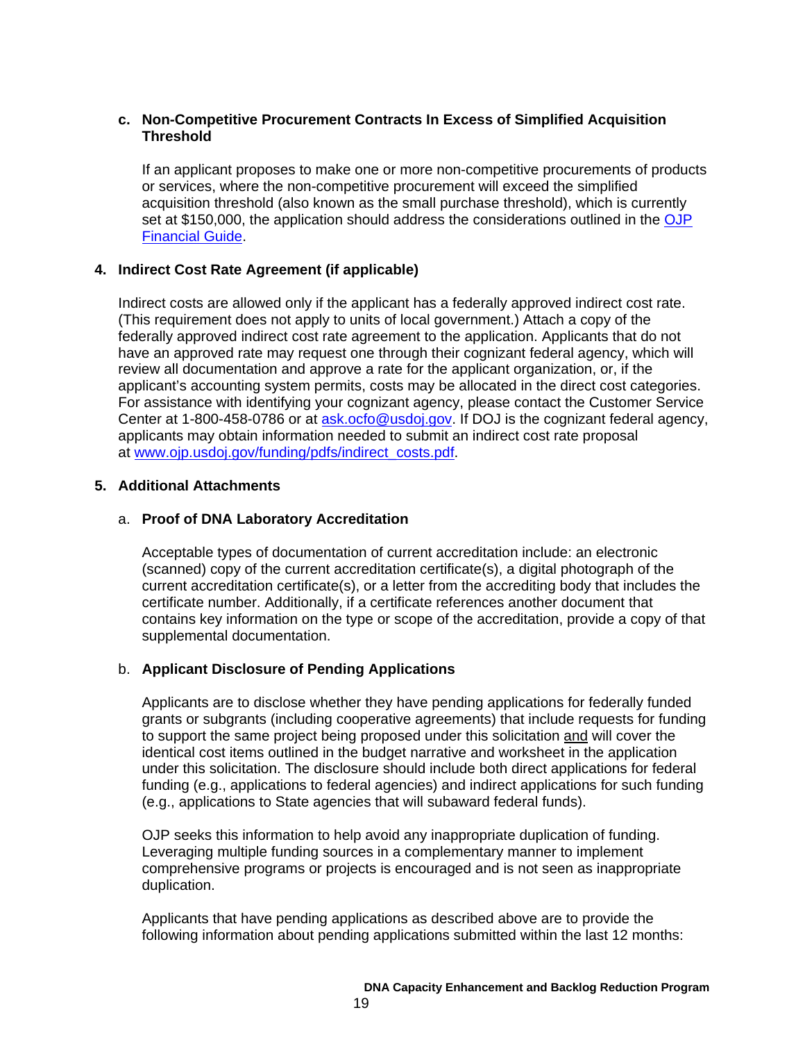**c. Non-Competitive Procurement Contracts In Excess of Simplified Acquisition Threshold**

If an applicant proposes to make one or more non-competitive procurements of products or services, where the non-competitive procurement will exceed the simplified acquisition threshold (also known as the small purchase threshold), which is currently set at $150,000, the application should address the considerations outlined in the [OJP Financial Guide](OJP Financial Guide).

**4. Indirect Cost Rate Agreement (if applicable)**

Indirect costs are allowed only if the applicant has a federally approved indirect cost rate. (This requirement does not apply to units of local government.) Attach a copy of the federally approved indirect cost rate agreement to the application. Applicants that do not have an approved rate may request one through their cognizant federal agency, which will review all documentation and approve a rate for the applicant organization, or, if the applicant's accounting system permits, costs may be allocated in the direct cost categories. For assistance with identifying your cognizant agency, please contact the Customer Service Center at 1-800-458-0786 or at ask.ocfo@usdoj.gov. If DOJ is the cognizant federal agency, applicants may obtain information needed to submit an indirect cost rate proposal at www.ojp.usdoj.gov/funding/pdfs/indirect_costs.pdf.

**5. Additional Attachments**

a. **Proof of DNA Laboratory Accreditation**

Acceptable types of documentation of current accreditation include: an electronic (scanned) copy of the current accreditation certificate(s), a digital photograph of the current accreditation certificate(s), or a letter from the accrediting body that includes the certificate number. Additionally, if a certificate references another document that contains key information on the type or scope of the accreditation, provide a copy of that supplemental documentation.

b. **Applicant Disclosure of Pending Applications**

Applicants are to disclose whether they have pending applications for federally funded grants or subgrants (including cooperative agreements) that include requests for funding to support the same project being proposed under this solicitation and will cover the identical cost items outlined in the budget narrative and worksheet in the application under this solicitation. The disclosure should include both direct applications for federal funding (e.g., applications to federal agencies) and indirect applications for such funding (e.g., applications to State agencies that will subaward federal funds).

OJP seeks this information to help avoid any inappropriate duplication of funding. Leveraging multiple funding sources in a complementary manner to implement comprehensive programs or projects is encouraged and is not seen as inappropriate duplication.

Applicants that have pending applications as described above are to provide the following information about pending applications submitted within the last 12 months: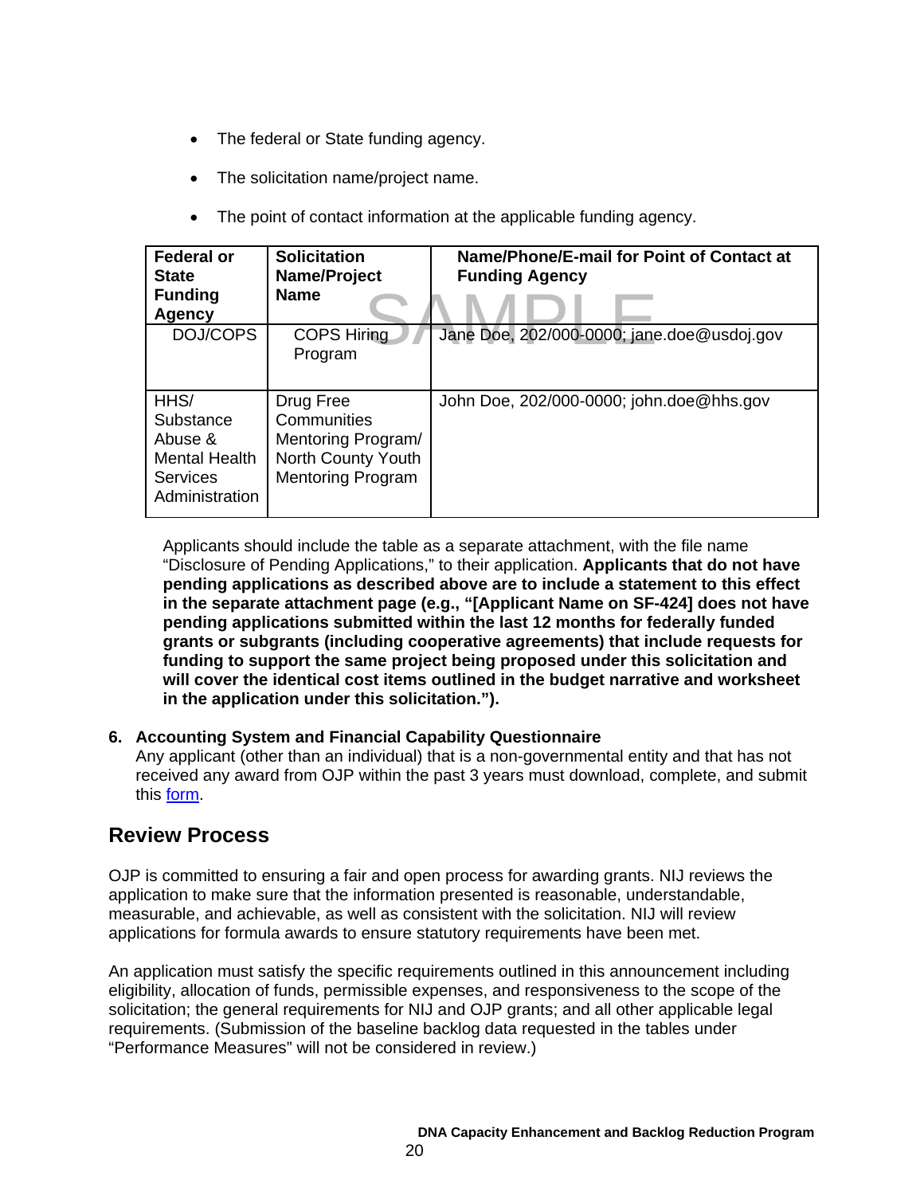- The federal or State funding agency.
- The solicitation name/project name.
- The point of contact information at the applicable funding agency.

| Federal or State Funding Agency | Solicitation Name/Project Name | Name/Phone/E-mail for Point of Contact at Funding Agency |
|---|---|---|
| DOJ/COPS | COPS Hiring Program | Jane Doe, 202/000-0000; jane.doe@usdoj.gov |
| HHS/ Substance Abuse & Mental Health Services Administration | Drug Free Communities Mentoring Program/ North County Youth Mentoring Program | John Doe, 202/000-0000; john.doe@hhs.gov |

SAMPLE

Applicants should include the table as a separate attachment, with the file name "Disclosure of Pending Applications," to their application. **Applicants that do not have pending applications as described above are to include a statement to this effect in the separate attachment page (e.g., "[Applicant Name on SF-424] does not have pending applications submitted within the last 12 months for federally funded grants or subgrants (including cooperative agreements) that include requests for funding to support the same project being proposed under this solicitation and will cover the identical cost items outlined in the budget narrative and worksheet in the application under this solicitation.").**

6. **Accounting System and Financial Capability Questionnaire**
Any applicant (other than an individual) that is a non-governmental entity and that has not received any award from OJP within the past 3 years must download, complete, and submit this form.

## Review Process

OJP is committed to ensuring a fair and open process for awarding grants. NIJ reviews the application to make sure that the information presented is reasonable, understandable, measurable, and achievable, as well as consistent with the solicitation. NIJ will review applications for formula awards to ensure statutory requirements have been met.

An application must satisfy the specific requirements outlined in this announcement including eligibility, allocation of funds, permissible expenses, and responsiveness to the scope of the solicitation; the general requirements for NIJ and OJP grants; and all other applicable legal requirements. (Submission of the baseline backlog data requested in the tables under "Performance Measures" will not be considered in review.)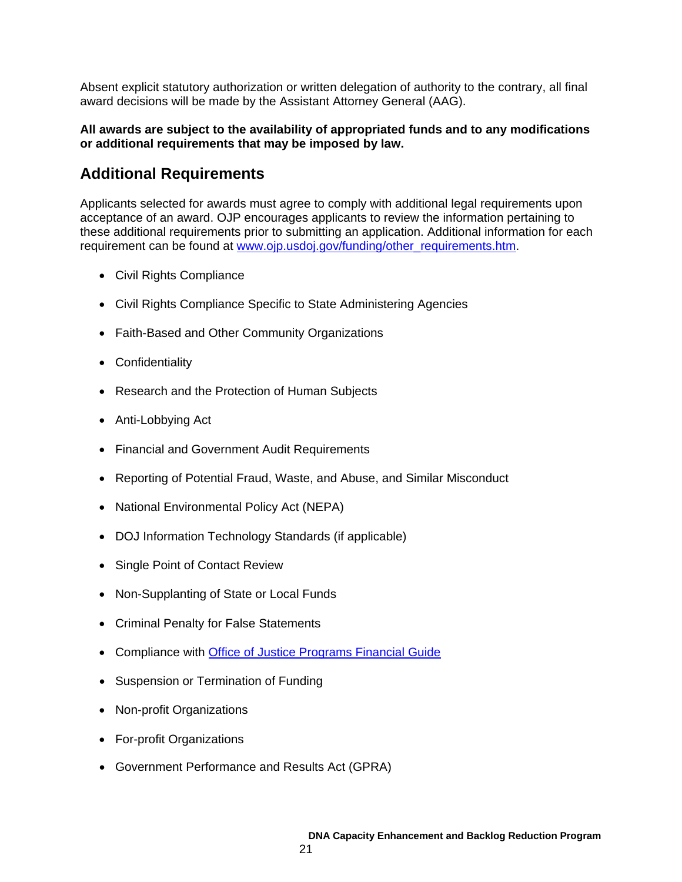Absent explicit statutory authorization or written delegation of authority to the contrary, all final award decisions will be made by the Assistant Attorney General (AAG).

**All awards are subject to the availability of appropriated funds and to any modifications or additional requirements that may be imposed by law.**

## Additional Requirements

Applicants selected for awards must agree to comply with additional legal requirements upon acceptance of an award. OJP encourages applicants to review the information pertaining to these additional requirements prior to submitting an application. Additional information for each requirement can be found at [www.ojp.usdoj.gov/funding/other_requirements.htm](www.ojp.usdoj.gov/funding/other_requirements.htm).

- Civil Rights Compliance
- Civil Rights Compliance Specific to State Administering Agencies
- Faith-Based and Other Community Organizations
- Confidentiality
- Research and the Protection of Human Subjects
- Anti-Lobbying Act
- Financial and Government Audit Requirements
- Reporting of Potential Fraud, Waste, and Abuse, and Similar Misconduct
- National Environmental Policy Act (NEPA)
- DOJ Information Technology Standards (if applicable)
- Single Point of Contact Review
- Non-Supplanting of State or Local Funds
- Criminal Penalty for False Statements
- Compliance with Office of Justice Programs Financial Guide
- Suspension or Termination of Funding
- Non-profit Organizations
- For-profit Organizations
- Government Performance and Results Act (GPRA)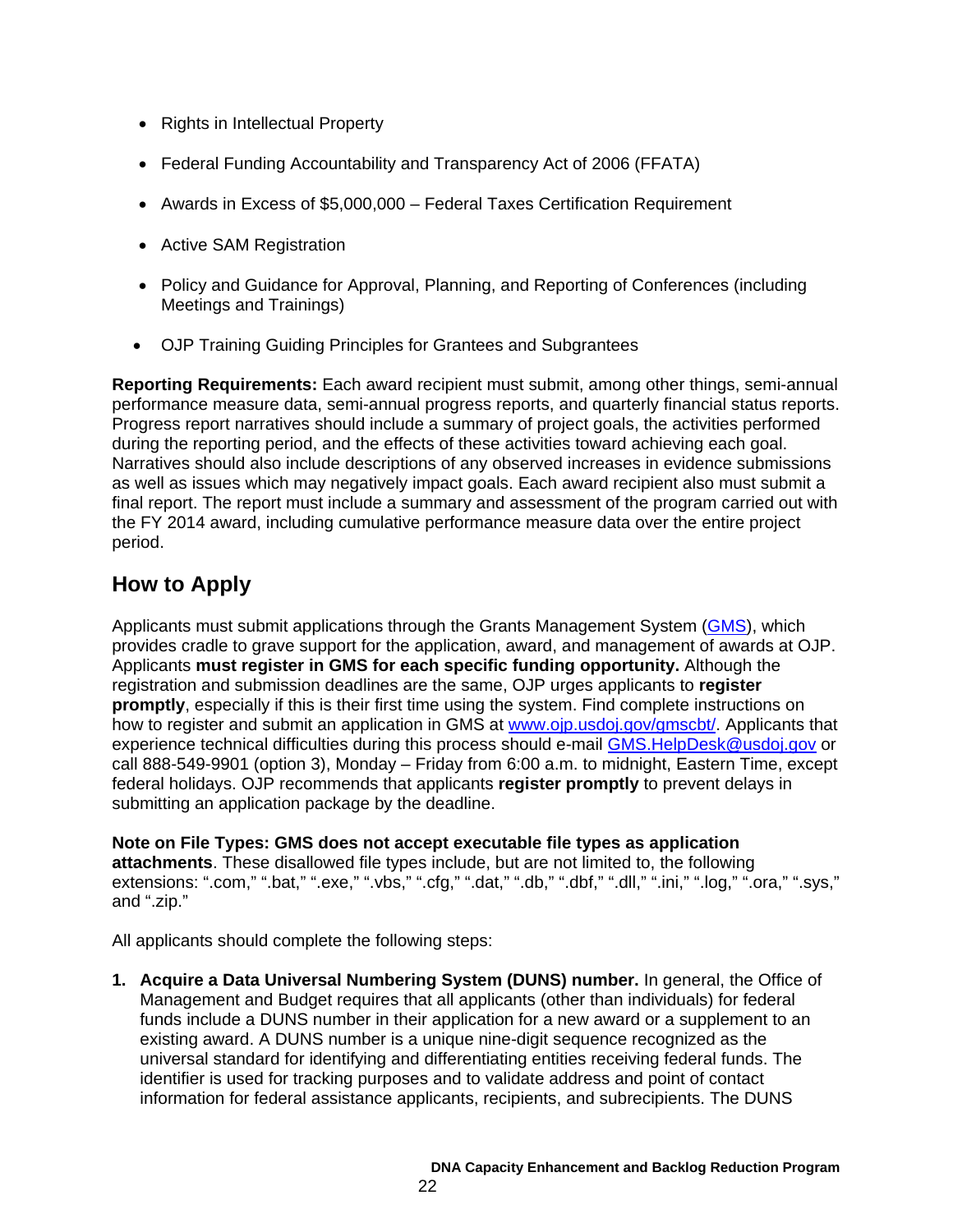- Rights in Intellectual Property
- Federal Funding Accountability and Transparency Act of 2006 (FFATA)
- Awards in Excess of $5,000,000 – Federal Taxes Certification Requirement
- Active SAM Registration
- Policy and Guidance for Approval, Planning, and Reporting of Conferences (including Meetings and Trainings)
- OJP Training Guiding Principles for Grantees and Subgrantees

**Reporting Requirements:** Each award recipient must submit, among other things, semi-annual performance measure data, semi-annual progress reports, and quarterly financial status reports. Progress report narratives should include a summary of project goals, the activities performed during the reporting period, and the effects of these activities toward achieving each goal. Narratives should also include descriptions of any observed increases in evidence submissions as well as issues which may negatively impact goals. Each award recipient also must submit a final report. The report must include a summary and assessment of the program carried out with the FY 2014 award, including cumulative performance measure data over the entire project period.

## How to Apply

Applicants must submit applications through the Grants Management System (GMS), which provides cradle to grave support for the application, award, and management of awards at OJP. Applicants **must register in GMS for each specific funding opportunity.** Although the registration and submission deadlines are the same, OJP urges applicants to **register promptly**, especially if this is their first time using the system. Find complete instructions on how to register and submit an application in GMS at www.ojp.usdoj.gov/gmscbt/. Applicants that experience technical difficulties during this process should e-mail GMS.HelpDesk@usdoj.gov or call 888-549-9901 (option 3), Monday – Friday from 6:00 a.m. to midnight, Eastern Time, except federal holidays. OJP recommends that applicants **register promptly** to prevent delays in submitting an application package by the deadline.

**Note on File Types: GMS does not accept executable file types as application attachments**. These disallowed file types include, but are not limited to, the following extensions: ".com," ".bat," ".exe," ".vbs," ".cfg," ".dat," ".db," ".dbf," ".dll," ".ini," ".log," ".ora," ".sys," and ".zip."

All applicants should complete the following steps:

1. **Acquire a Data Universal Numbering System (DUNS) number.** In general, the Office of Management and Budget requires that all applicants (other than individuals) for federal funds include a DUNS number in their application for a new award or a supplement to an existing award. A DUNS number is a unique nine-digit sequence recognized as the universal standard for identifying and differentiating entities receiving federal funds. The identifier is used for tracking purposes and to validate address and point of contact information for federal assistance applicants, recipients, and subrecipients. The DUNS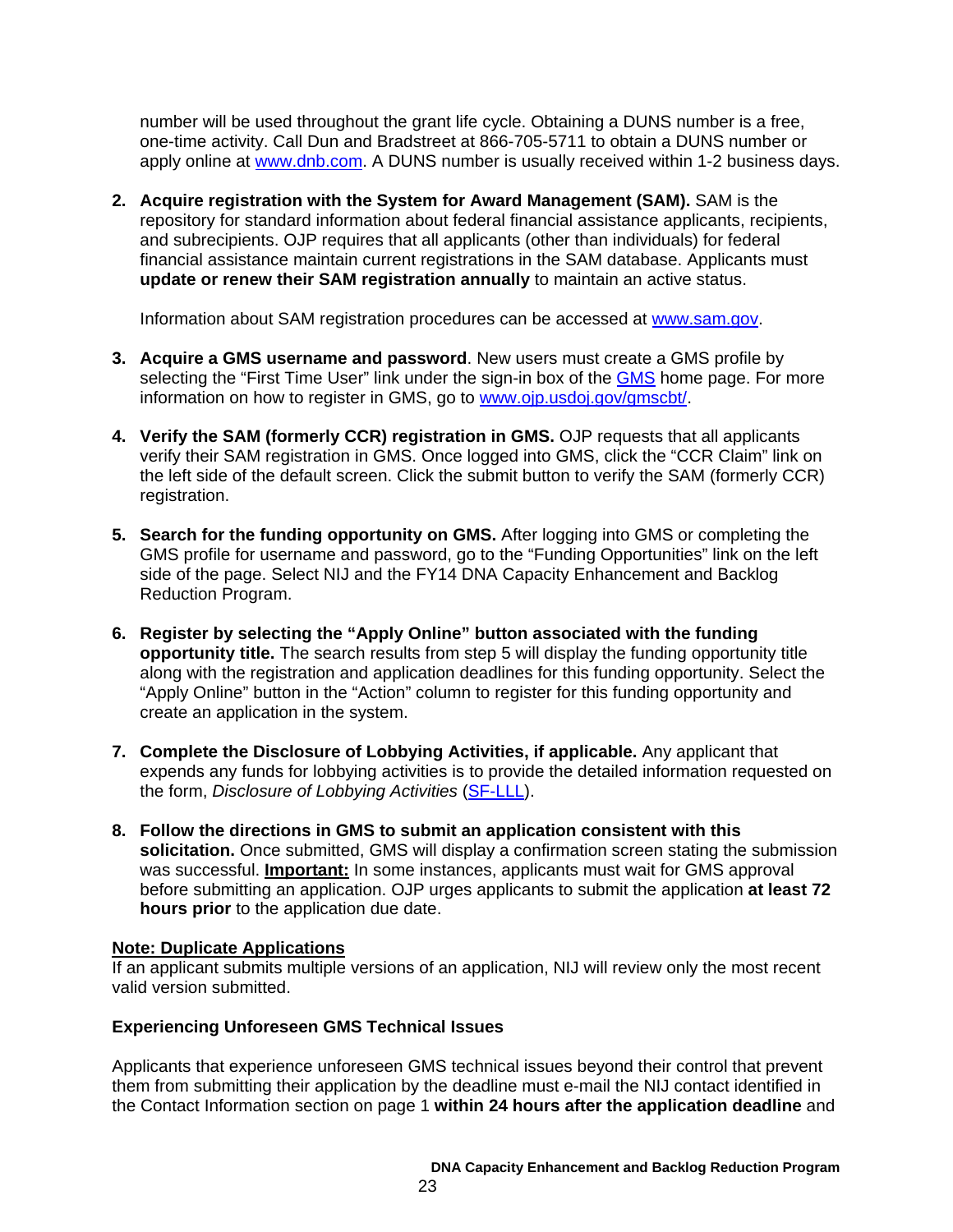number will be used throughout the grant life cycle. Obtaining a DUNS number is a free, one-time activity. Call Dun and Bradstreet at 866-705-5711 to obtain a DUNS number or apply online at www.dnb.com. A DUNS number is usually received within 1-2 business days.

2. **Acquire registration with the System for Award Management (SAM).** SAM is the repository for standard information about federal financial assistance applicants, recipients, and subrecipients. OJP requires that all applicants (other than individuals) for federal financial assistance maintain current registrations in the SAM database. Applicants must **update or renew their SAM registration annually** to maintain an active status.

   Information about SAM registration procedures can be accessed at www.sam.gov.

3. **Acquire a GMS username and password**. New users must create a GMS profile by selecting the "First Time User" link under the sign-in box of the GMS home page. For more information on how to register in GMS, go to www.ojp.usdoj.gov/gmscbt/.

4. **Verify the SAM (formerly CCR) registration in GMS.** OJP requests that all applicants verify their SAM registration in GMS. Once logged into GMS, click the "CCR Claim" link on the left side of the default screen. Click the submit button to verify the SAM (formerly CCR) registration.

5. **Search for the funding opportunity on GMS.** After logging into GMS or completing the GMS profile for username and password, go to the "Funding Opportunities" link on the left side of the page. Select NIJ and the FY14 DNA Capacity Enhancement and Backlog Reduction Program.

6. **Register by selecting the "Apply Online" button associated with the funding opportunity title.** The search results from step 5 will display the funding opportunity title along with the registration and application deadlines for this funding opportunity. Select the "Apply Online" button in the "Action" column to register for this funding opportunity and create an application in the system.

7. **Complete the Disclosure of Lobbying Activities, if applicable.** Any applicant that expends any funds for lobbying activities is to provide the detailed information requested on the form, *Disclosure of Lobbying Activities* (SF-LLL).

8. **Follow the directions in GMS to submit an application consistent with this solicitation.** Once submitted, GMS will display a confirmation screen stating the submission was successful. **Important:** In some instances, applicants must wait for GMS approval before submitting an application. OJP urges applicants to submit the application **at least 72 hours prior** to the application due date.

**Note: Duplicate Applications**
If an applicant submits multiple versions of an application, NIJ will review only the most recent valid version submitted.

**Experiencing Unforeseen GMS Technical Issues**

Applicants that experience unforeseen GMS technical issues beyond their control that prevent them from submitting their application by the deadline must e-mail the NIJ contact identified in the Contact Information section on page 1 **within 24 hours after the application deadline** and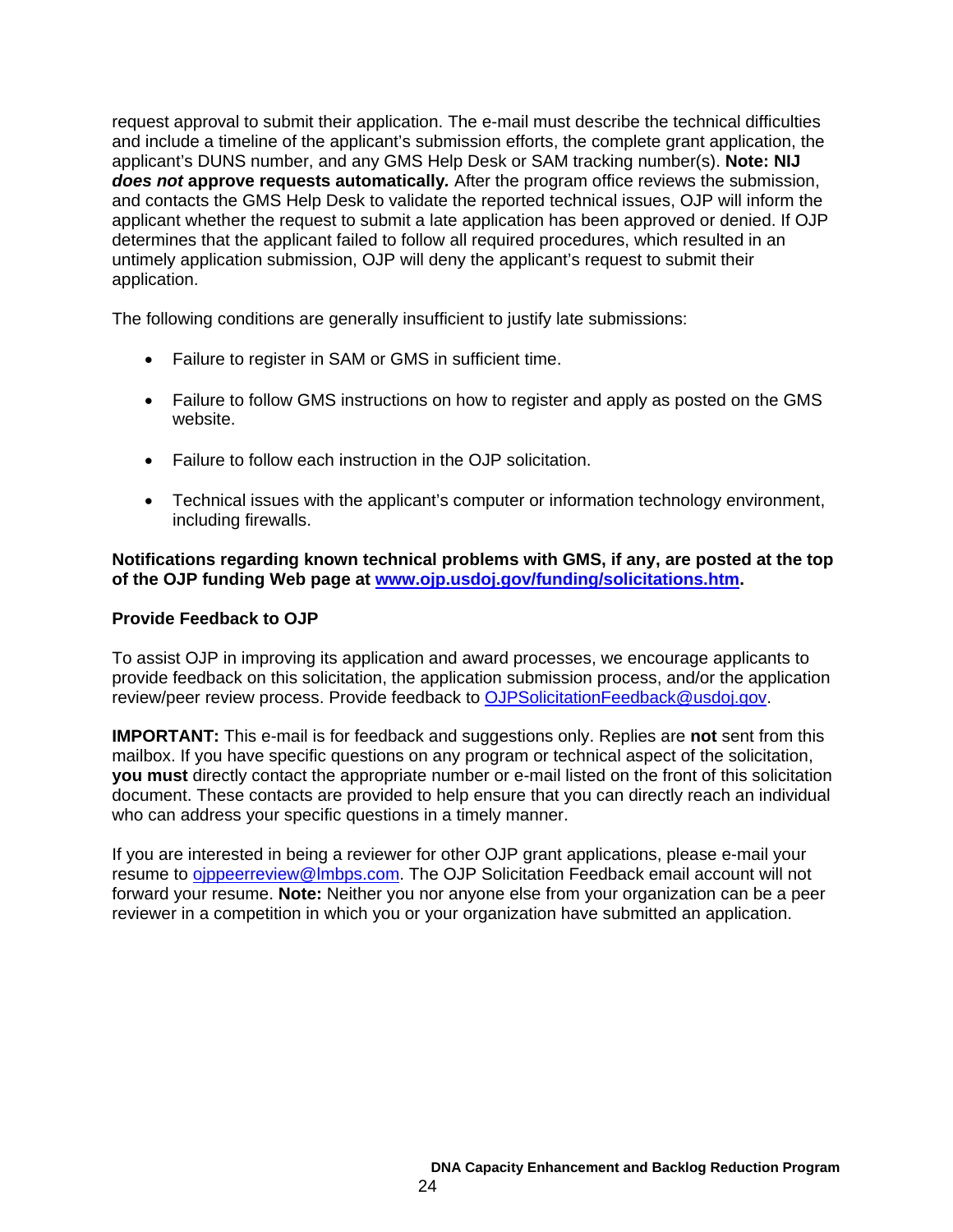request approval to submit their application. The e-mail must describe the technical difficulties and include a timeline of the applicant's submission efforts, the complete grant application, the applicant's DUNS number, and any GMS Help Desk or SAM tracking number(s). **Note: NIJ *does not* approve requests automatically.** After the program office reviews the submission, and contacts the GMS Help Desk to validate the reported technical issues, OJP will inform the applicant whether the request to submit a late application has been approved or denied. If OJP determines that the applicant failed to follow all required procedures, which resulted in an untimely application submission, OJP will deny the applicant's request to submit their application.

The following conditions are generally insufficient to justify late submissions:

- Failure to register in SAM or GMS in sufficient time.
- Failure to follow GMS instructions on how to register and apply as posted on the GMS website.
- Failure to follow each instruction in the OJP solicitation.
- Technical issues with the applicant's computer or information technology environment, including firewalls.

**Notifications regarding known technical problems with GMS, if any, are posted at the top of the OJP funding Web page at [www.ojp.usdoj.gov/funding/solicitations.htm](www.ojp.usdoj.gov/funding/solicitations.htm).**

**Provide Feedback to OJP**

To assist OJP in improving its application and award processes, we encourage applicants to provide feedback on this solicitation, the application submission process, and/or the application review/peer review process. Provide feedback to [OJPSolicitationFeedback@usdoj.gov](mailto:OJPSolicitationFeedback@usdoj.gov).

**IMPORTANT:** This e-mail is for feedback and suggestions only. Replies are **not** sent from this mailbox. If you have specific questions on any program or technical aspect of the solicitation, **you must** directly contact the appropriate number or e-mail listed on the front of this solicitation document. These contacts are provided to help ensure that you can directly reach an individual who can address your specific questions in a timely manner.

If you are interested in being a reviewer for other OJP grant applications, please e-mail your resume to [ojppeerreview@lmbps.com](mailto:ojppeerreview@lmbps.com). The OJP Solicitation Feedback email account will not forward your resume. **Note:** Neither you nor anyone else from your organization can be a peer reviewer in a competition in which you or your organization have submitted an application.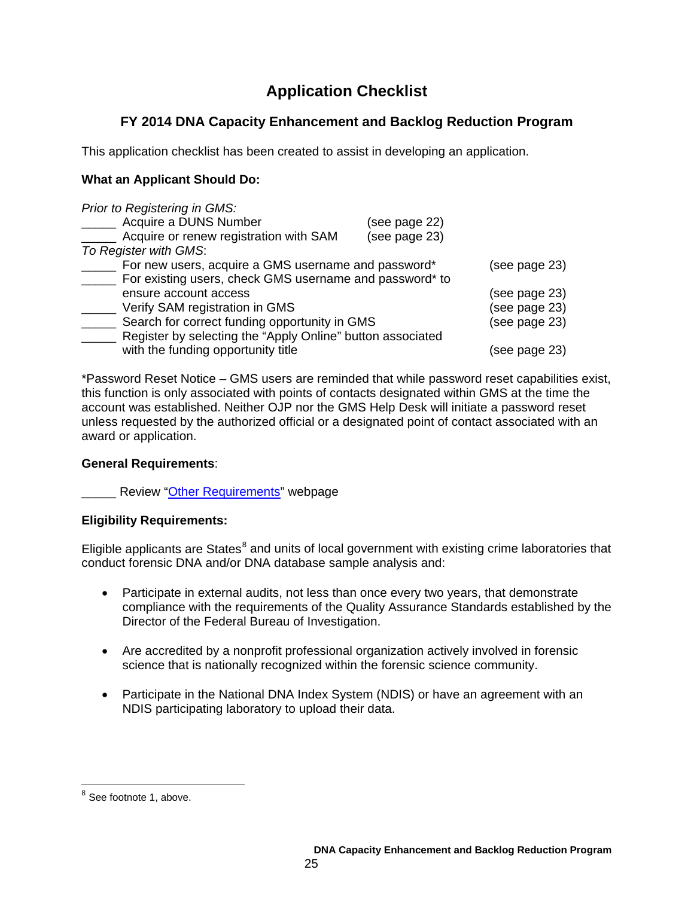# Application Checklist

## FY 2014 DNA Capacity Enhancement and Backlog Reduction Program

This application checklist has been created to assist in developing an application.

**What an Applicant Should Do:**

*Prior to Registering in GMS:*

_____ Acquire a DUNS Number (see page 22)
_____ Acquire or renew registration with SAM (see page 23)

*To Register with GMS*:

_____ For new users, acquire a GMS username and password* (see page 23)
_____ For existing users, check GMS username and password* to ensure account access (see page 23)
_____ Verify SAM registration in GMS (see page 23)
_____ Search for correct funding opportunity in GMS (see page 23)
_____ Register by selecting the "Apply Online" button associated with the funding opportunity title (see page 23)

*Password Reset Notice – GMS users are reminded that while password reset capabilities exist, this function is only associated with points of contacts designated within GMS at the time the account was established. Neither OJP nor the GMS Help Desk will initiate a password reset unless requested by the authorized official or a designated point of contact associated with an award or application.

**General Requirements**:

_____ Review "Other Requirements" webpage

**Eligibility Requirements:**

Eligible applicants are States[8] and units of local government with existing crime laboratories that conduct forensic DNA and/or DNA database sample analysis and:

- Participate in external audits, not less than once every two years, that demonstrate compliance with the requirements of the Quality Assurance Standards established by the Director of the Federal Bureau of Investigation.
- Are accredited by a nonprofit professional organization actively involved in forensic science that is nationally recognized within the forensic science community.
- Participate in the National DNA Index System (NDIS) or have an agreement with an NDIS participating laboratory to upload their data.

[8] See footnote 1, above.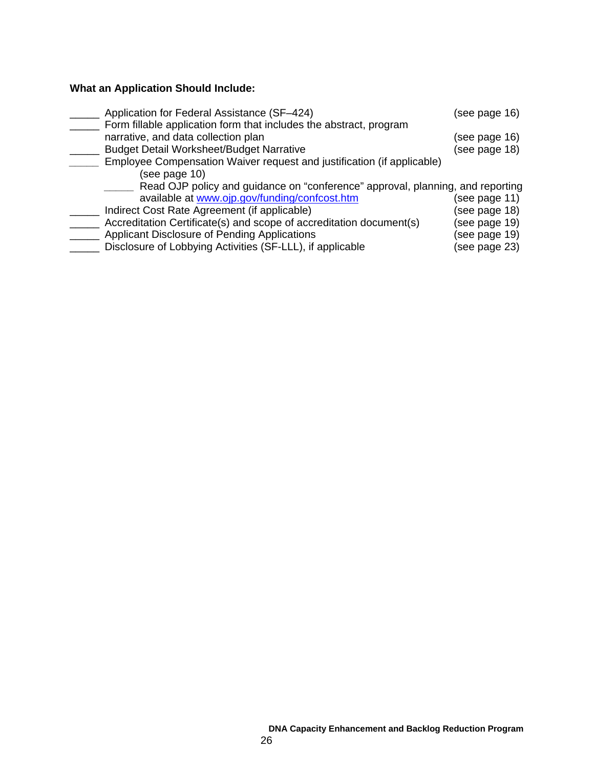**What an Application Should Include:**

_____ Application for Federal Assistance (SF–424) (see page 16)
_____ Form fillable application form that includes the abstract, program narrative, and data collection plan (see page 16)
_____ Budget Detail Worksheet/Budget Narrative (see page 18)
_____ Employee Compensation Waiver request and justification (if applicable) (see page 10)
    _____ Read OJP policy and guidance on "conference" approval, planning, and reporting available at [www.ojp.gov/funding/confcost.htm](www.ojp.gov/funding/confcost.htm) (see page 11)
_____ Indirect Cost Rate Agreement (if applicable) (see page 18)
_____ Accreditation Certificate(s) and scope of accreditation document(s) (see page 19)
_____ Applicant Disclosure of Pending Applications (see page 19)
_____ Disclosure of Lobbying Activities (SF-LLL), if applicable (see page 23)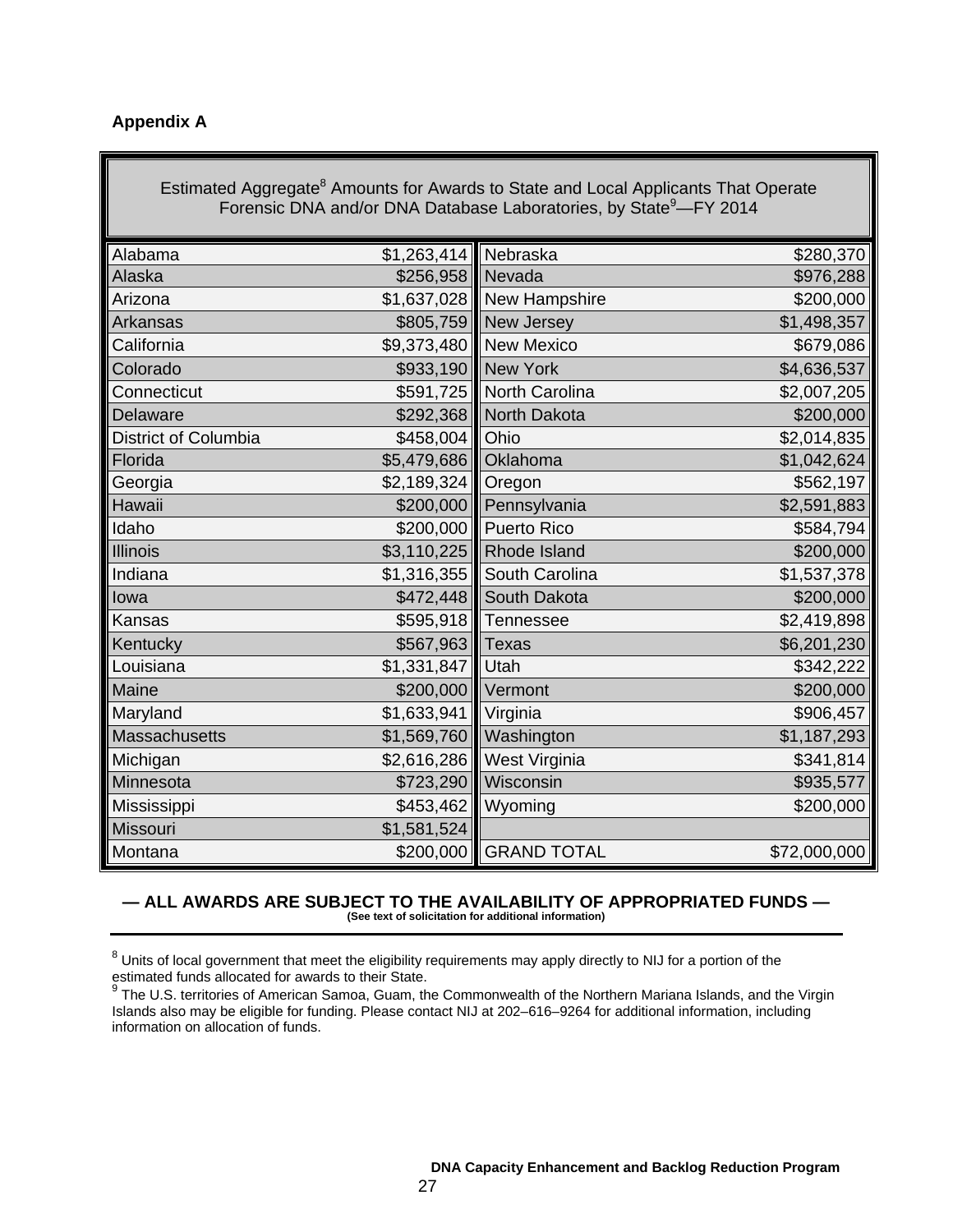**Appendix A**

Estimated Aggregate[8] Amounts for Awards to State and Local Applicants That Operate Forensic DNA and/or DNA Database Laboratories, by State[9]—FY 2014

| | | | |
|---|---|---|---|
| Alabama | $1,263,414 | Nebraska | $280,370 |
| Alaska | $256,958 | Nevada | $976,288 |
| Arizona | $1,637,028 | New Hampshire | $200,000 |
| Arkansas | $805,759 | New Jersey | $1,498,357 |
| California | $9,373,480 | New Mexico | $679,086 |
| Colorado | $933,190 | New York | $4,636,537 |
| Connecticut | $591,725 | North Carolina | $2,007,205 |
| Delaware | $292,368 | North Dakota | $200,000 |
| District of Columbia | $458,004 | Ohio | $2,014,835 |
| Florida | $5,479,686 | Oklahoma | $1,042,624 |
| Georgia | $2,189,324 | Oregon | $562,197 |
| Hawaii | $200,000 | Pennsylvania | $2,591,883 |
| Idaho | $200,000 | Puerto Rico | $584,794 |
| Illinois | $3,110,225 | Rhode Island | $200,000 |
| Indiana | $1,316,355 | South Carolina | $1,537,378 |
| Iowa | $472,448 | South Dakota | $200,000 |
| Kansas | $595,918 | Tennessee | $2,419,898 |
| Kentucky | $567,963 | Texas | $6,201,230 |
| Louisiana | $1,331,847 | Utah | $342,222 |
| Maine | $200,000 | Vermont | $200,000 |
| Maryland | $1,633,941 | Virginia | $906,457 |
| Massachusetts | $1,569,760 | Washington | $1,187,293 |
| Michigan | $2,616,286 | West Virginia | $341,814 |
| Minnesota | $723,290 | Wisconsin | $935,577 |
| Mississippi | $453,462 | Wyoming | $200,000 |
| Missouri | $1,581,524 | | |
| Montana | $200,000 | GRAND TOTAL | $72,000,000 |

**— ALL AWARDS ARE SUBJECT TO THE AVAILABILITY OF APPROPRIATED FUNDS —**
**(See text of solicitation for additional information)**

[8] Units of local government that meet the eligibility requirements may apply directly to NIJ for a portion of the estimated funds allocated for awards to their State.
[9] The U.S. territories of American Samoa, Guam, the Commonwealth of the Northern Mariana Islands, and the Virgin Islands also may be eligible for funding. Please contact NIJ at 202–616–9264 for additional information, including information on allocation of funds.